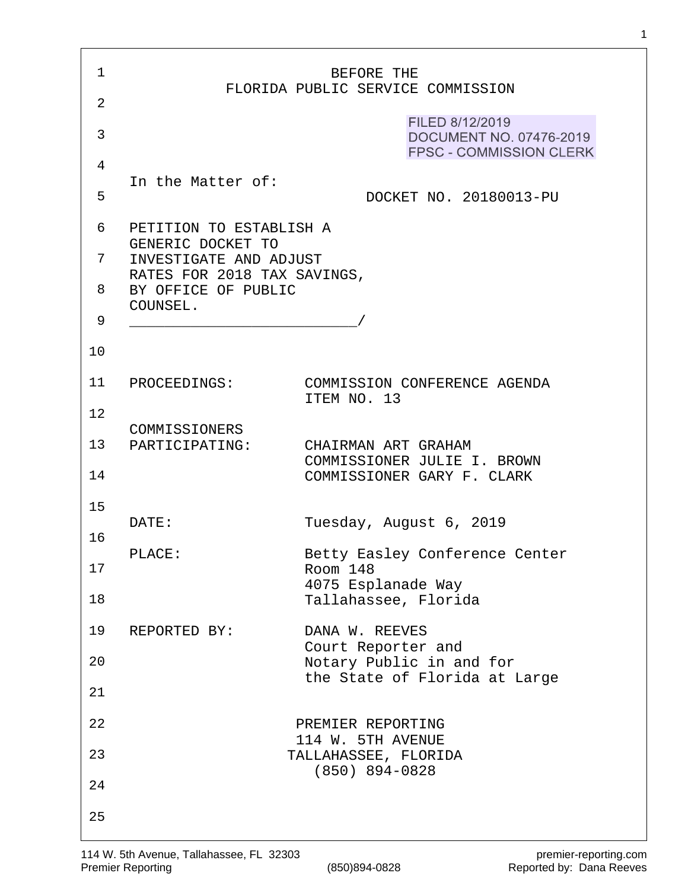BEFORE THE
FLORIDA PUBLIC SERVICE COMMISSION

FILED 8/12/2019
DOCUMENT NO. 07476-2019
FPSC - COMMISSION CLERK

In the Matter of:

DOCKET NO. 20180013-PU

PETITION TO ESTABLISH A GENERIC DOCKET TO INVESTIGATE AND ADJUST RATES FOR 2018 TAX SAVINGS, BY OFFICE OF PUBLIC COUNSEL.
__________________________/

| | |
|---|---|
| PROCEEDINGS: | COMMISSION CONFERENCE AGENDA ITEM NO. 13 |
| COMMISSIONERS PARTICIPATING: | CHAIRMAN ART GRAHAM<br>COMMISSIONER JULIE I. BROWN<br>COMMISSIONER GARY F. CLARK |
| DATE: | Tuesday, August 6, 2019 |
| PLACE: | Betty Easley Conference Center<br>Room 148<br>4075 Esplanade Way<br>Tallahassee, Florida |
| REPORTED BY: | DANA W. REEVES<br>Court Reporter and<br>Notary Public in and for<br>the State of Florida at Large |

PREMIER REPORTING
114 W. 5TH AVENUE
TALLAHASSEE, FLORIDA
(850) 894-0828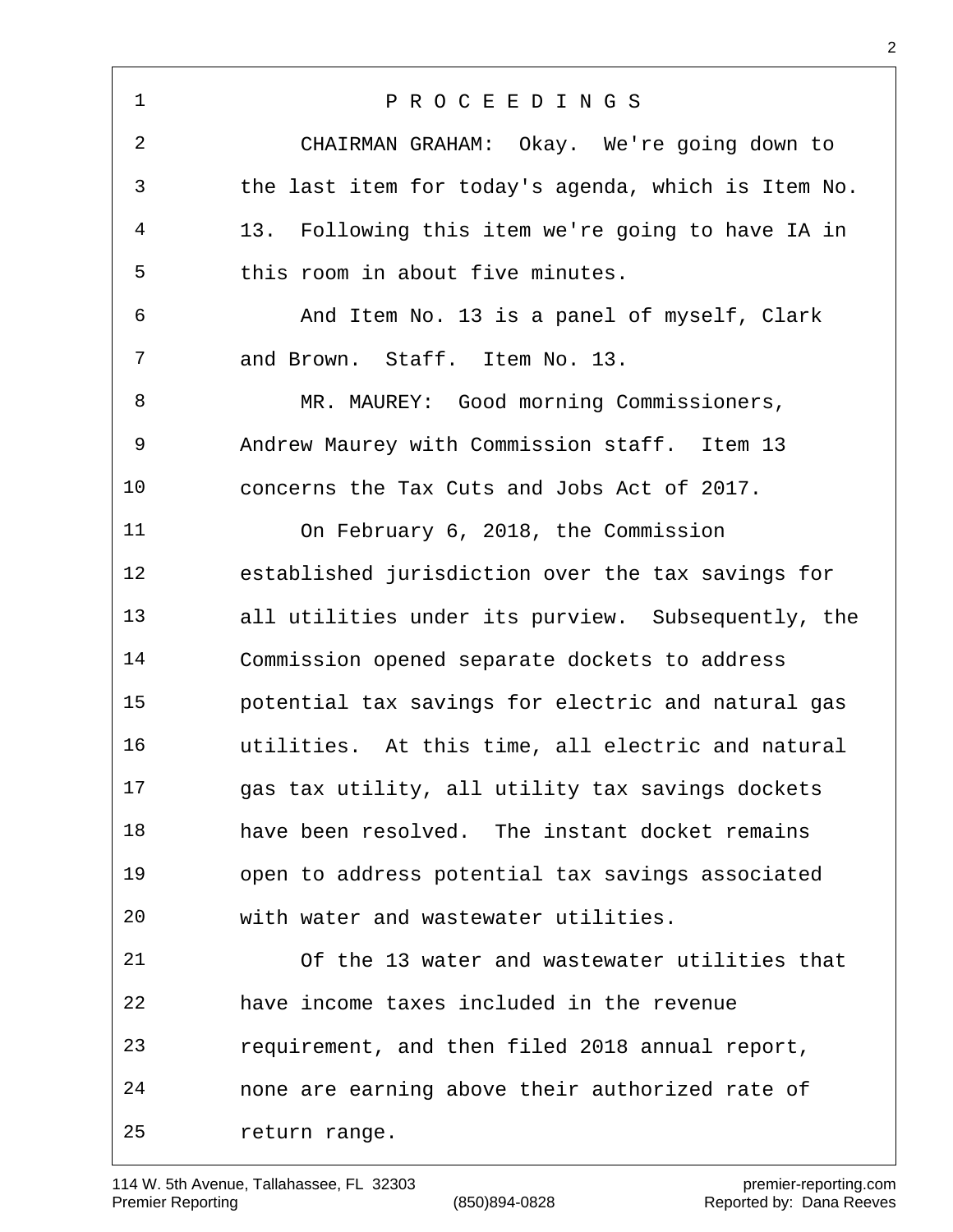P R O C E E D I N G S

CHAIRMAN GRAHAM: Okay. We're going down to the last item for today's agenda, which is Item No. 13. Following this item we're going to have IA in this room in about five minutes.

And Item No. 13 is a panel of myself, Clark and Brown. Staff. Item No. 13.

MR. MAUREY: Good morning Commissioners, Andrew Maurey with Commission staff. Item 13 concerns the Tax Cuts and Jobs Act of 2017.

On February 6, 2018, the Commission established jurisdiction over the tax savings for all utilities under its purview. Subsequently, the Commission opened separate dockets to address potential tax savings for electric and natural gas utilities. At this time, all electric and natural gas tax utility, all utility tax savings dockets have been resolved. The instant docket remains open to address potential tax savings associated with water and wastewater utilities.

Of the 13 water and wastewater utilities that have income taxes included in the revenue requirement, and then filed 2018 annual report, none are earning above their authorized rate of return range.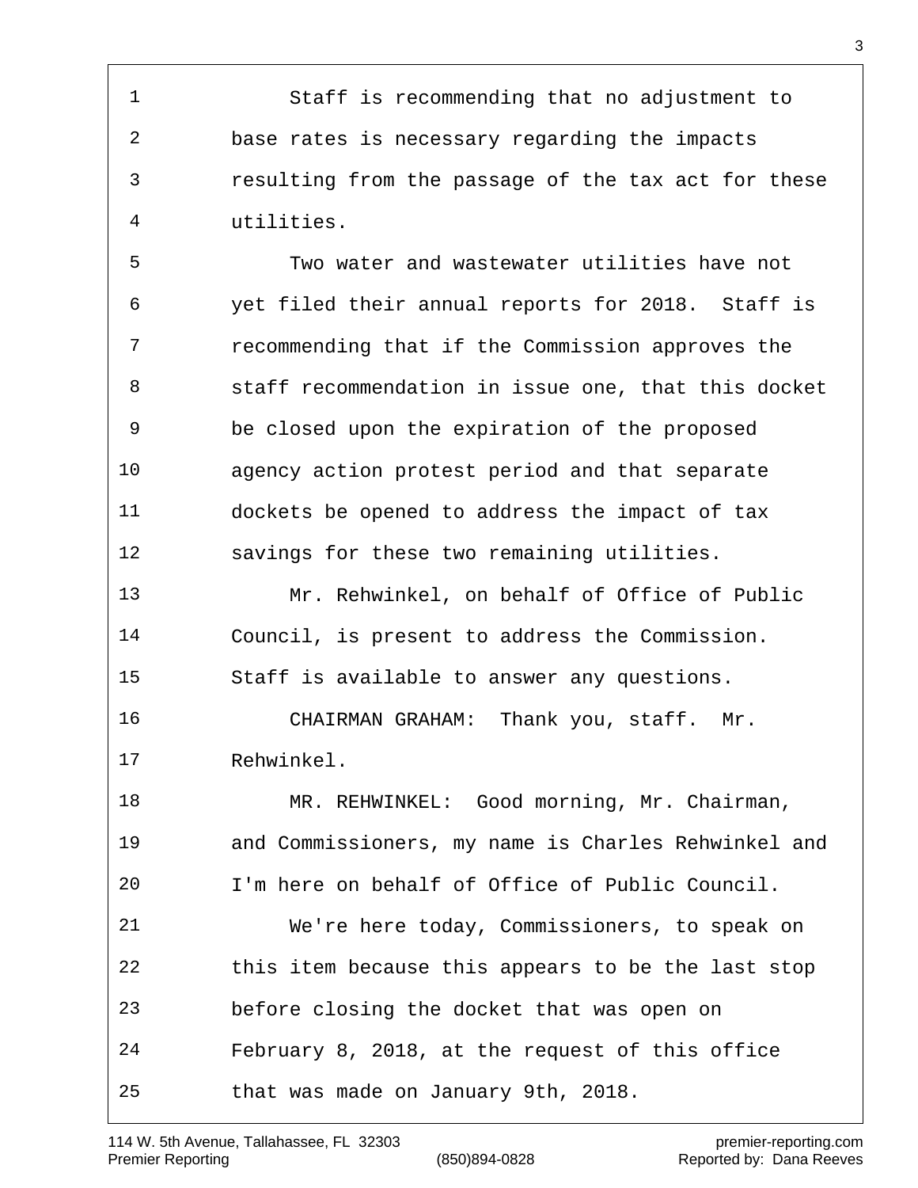Staff is recommending that no adjustment to base rates is necessary regarding the impacts resulting from the passage of the tax act for these utilities.

Two water and wastewater utilities have not yet filed their annual reports for 2018. Staff is recommending that if the Commission approves the staff recommendation in issue one, that this docket be closed upon the expiration of the proposed agency action protest period and that separate dockets be opened to address the impact of tax savings for these two remaining utilities.

Mr. Rehwinkel, on behalf of Office of Public Council, is present to address the Commission. Staff is available to answer any questions.

CHAIRMAN GRAHAM: Thank you, staff. Mr. Rehwinkel.

MR. REHWINKEL: Good morning, Mr. Chairman, and Commissioners, my name is Charles Rehwinkel and I'm here on behalf of Office of Public Council.

We're here today, Commissioners, to speak on this item because this appears to be the last stop before closing the docket that was open on February 8, 2018, at the request of this office that was made on January 9th, 2018.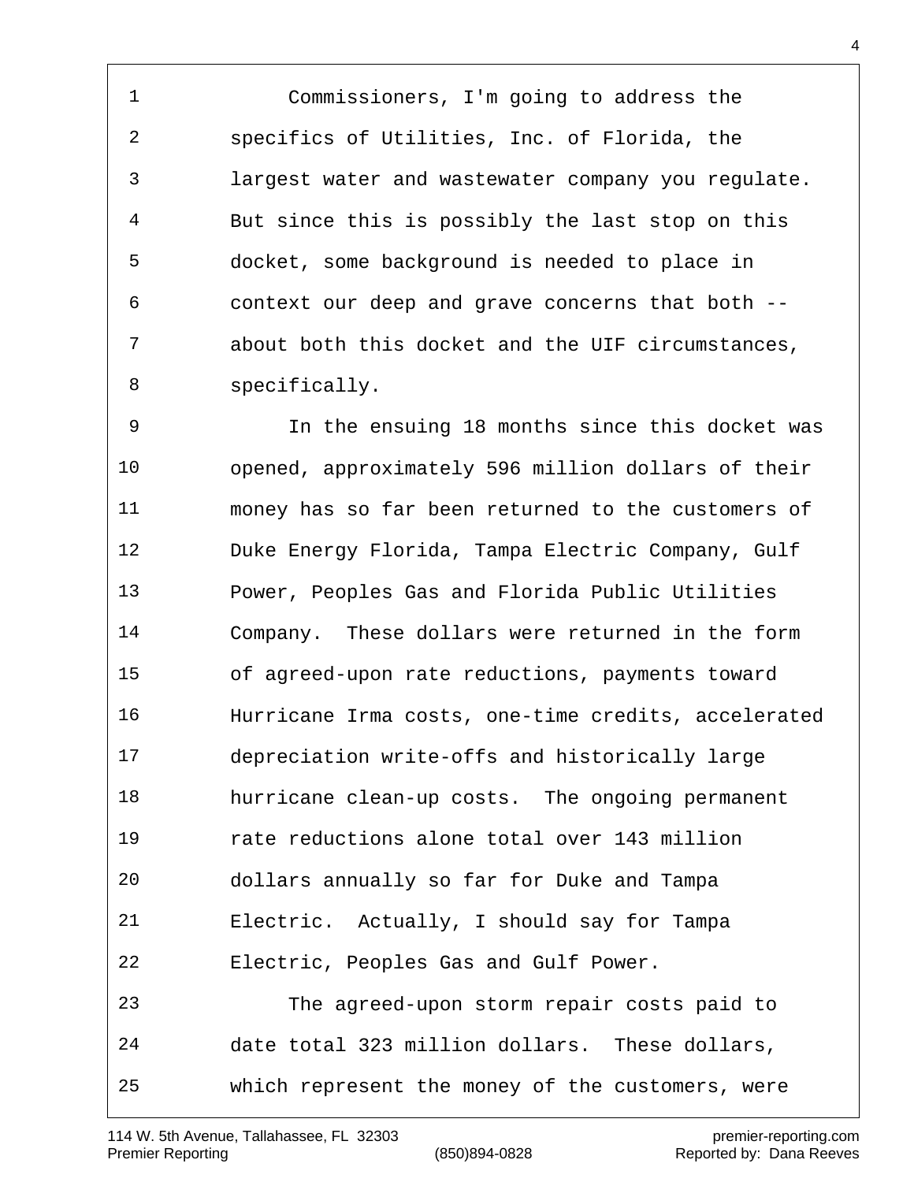Commissioners, I'm going to address the specifics of Utilities, Inc. of Florida, the largest water and wastewater company you regulate. But since this is possibly the last stop on this docket, some background is needed to place in context our deep and grave concerns that both -- about both this docket and the UIF circumstances, specifically.

In the ensuing 18 months since this docket was opened, approximately 596 million dollars of their money has so far been returned to the customers of Duke Energy Florida, Tampa Electric Company, Gulf Power, Peoples Gas and Florida Public Utilities Company. These dollars were returned in the form of agreed-upon rate reductions, payments toward Hurricane Irma costs, one-time credits, accelerated depreciation write-offs and historically large hurricane clean-up costs. The ongoing permanent rate reductions alone total over 143 million dollars annually so far for Duke and Tampa Electric. Actually, I should say for Tampa Electric, Peoples Gas and Gulf Power.

The agreed-upon storm repair costs paid to date total 323 million dollars. These dollars, which represent the money of the customers, were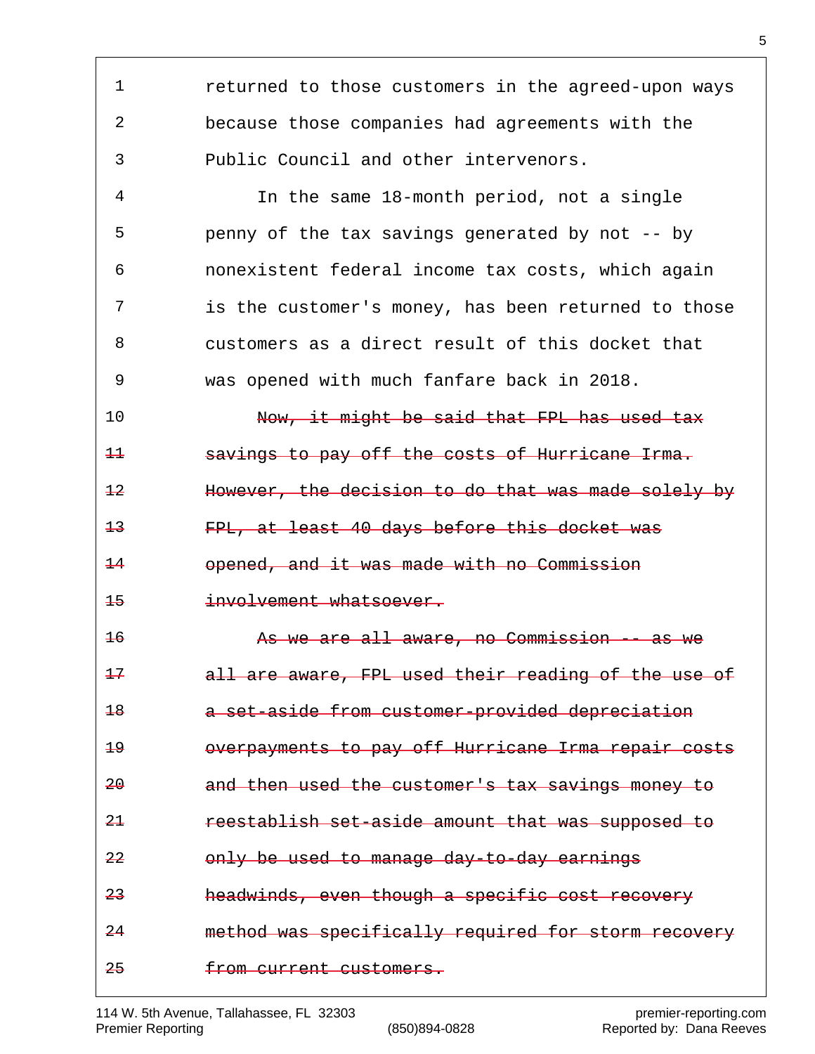1 returned to those customers in the agreed-upon ways
2 because those companies had agreements with the
3 Public Council and other intervenors.
4 In the same 18-month period, not a single
5 penny of the tax savings generated by not -- by
6 nonexistent federal income tax costs, which again
7 is the customer's money, has been returned to those
8 customers as a direct result of this docket that
9 was opened with much fanfare back in 2018.
10 ~~Now, it might be said that FPL has used tax~~
~~11 savings to pay off the costs of Hurricane Irma.~~
~~12 However, the decision to do that was made solely by~~
~~13 FPL, at least 40 days before this docket was~~
~~14 opened, and it was made with no Commission~~
~~15 involvement whatsoever.~~
~~16 As we are all aware, no Commission -- as we~~
~~17 all are aware, FPL used their reading of the use of~~
~~18 a set-aside from customer-provided depreciation~~
~~19 overpayments to pay off Hurricane Irma repair costs~~
~~20 and then used the customer's tax savings money to~~
~~21 reestablish set-aside amount that was supposed to~~
~~22 only be used to manage day-to-day earnings~~
~~23 headwinds, even though a specific cost recovery~~
~~24 method was specifically required for storm recovery~~
~~25 from current customers.~~

114 W. 5th Avenue, Tallahassee, FL 32303
Premier Reporting (850)894-0828
premier-reporting.com
Reported by: Dana Reeves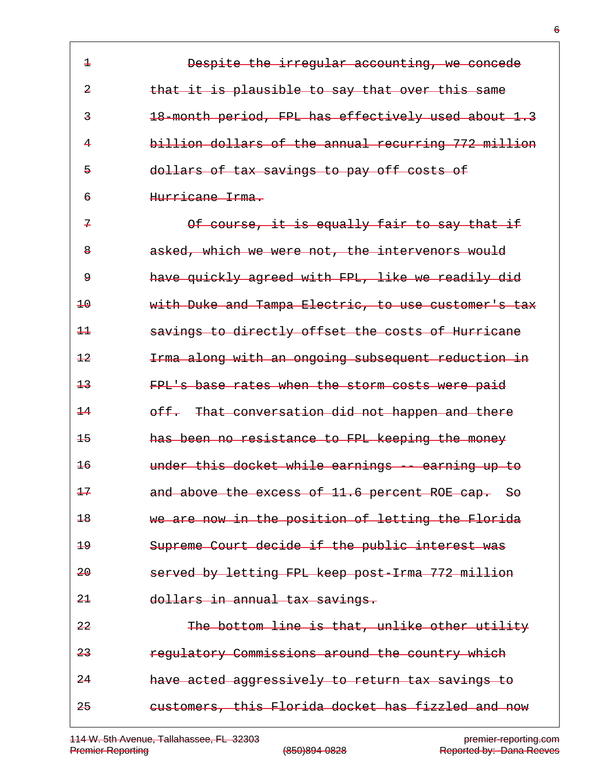Despite the irregular accounting, we concede that it is plausible to say that over this same 18-month period, FPL has effectively used about 1.3 billion dollars of the annual recurring 772 million dollars of tax savings to pay off costs of Hurricane Irma.

Of course, it is equally fair to say that if asked, which we were not, the intervenors would have quickly agreed with FPL, like we readily did with Duke and Tampa Electric, to use customer's tax savings to directly offset the costs of Hurricane Irma along with an ongoing subsequent reduction in FPL's base rates when the storm costs were paid off. That conversation did not happen and there has been no resistance to FPL keeping the money under this docket while earnings -- earning up to and above the excess of 11.6 percent ROE cap. So we are now in the position of letting the Florida Supreme Court decide if the public interest was served by letting FPL keep post-Irma 772 million dollars in annual tax savings.

The bottom line is that, unlike other utility regulatory Commissions around the country which have acted aggressively to return tax savings to customers, this Florida docket has fizzled and now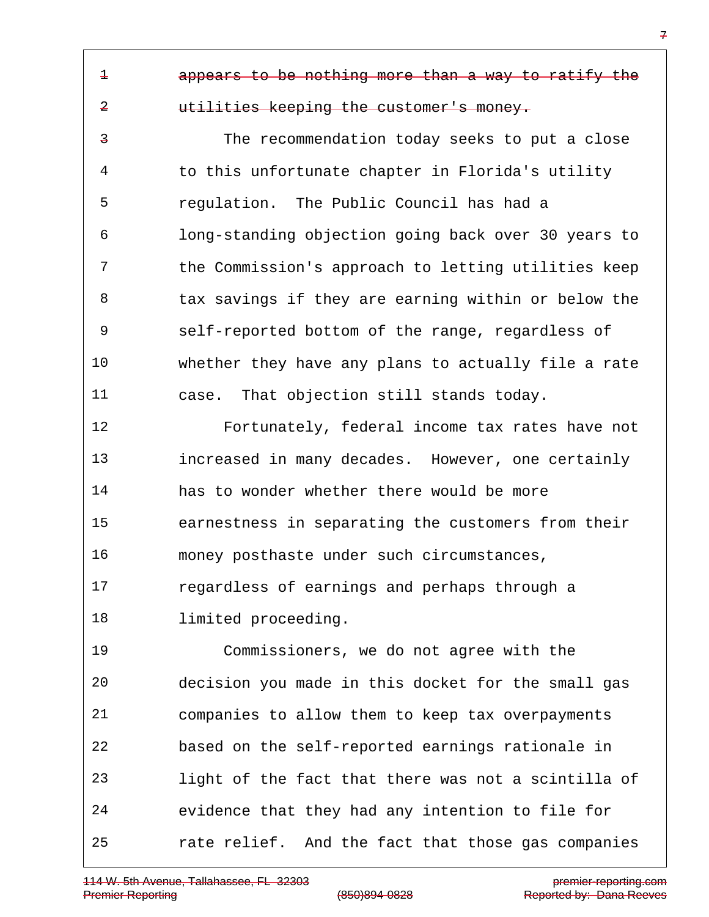appears to be nothing more than a way to ratify the utilities keeping the customer's money.

The recommendation today seeks to put a close to this unfortunate chapter in Florida's utility regulation. The Public Council has had a long-standing objection going back over 30 years to the Commission's approach to letting utilities keep tax savings if they are earning within or below the self-reported bottom of the range, regardless of whether they have any plans to actually file a rate case. That objection still stands today.

Fortunately, federal income tax rates have not increased in many decades. However, one certainly has to wonder whether there would be more earnestness in separating the customers from their money posthaste under such circumstances, regardless of earnings and perhaps through a limited proceeding.

Commissioners, we do not agree with the decision you made in this docket for the small gas companies to allow them to keep tax overpayments based on the self-reported earnings rationale in light of the fact that there was not a scintilla of evidence that they had any intention to file for rate relief. And the fact that those gas companies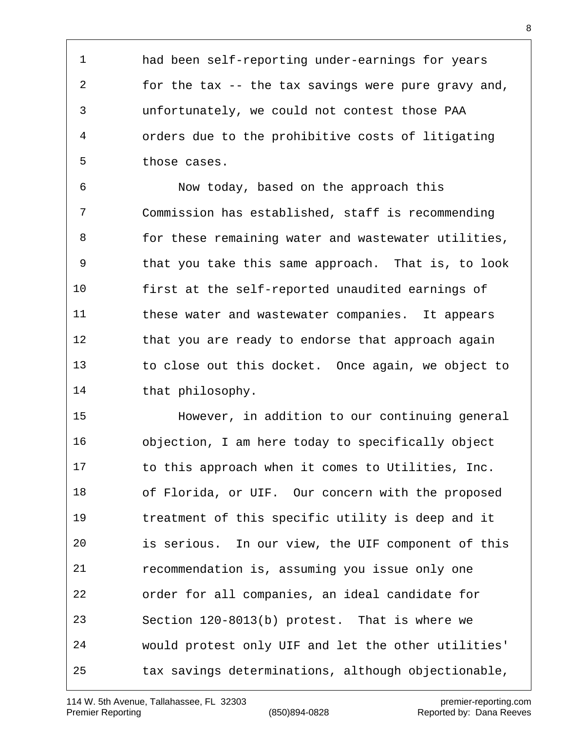had been self-reporting under-earnings for years for the tax -- the tax savings were pure gravy and, unfortunately, we could not contest those PAA orders due to the prohibitive costs of litigating those cases.

Now today, based on the approach this Commission has established, staff is recommending for these remaining water and wastewater utilities, that you take this same approach. That is, to look first at the self-reported unaudited earnings of these water and wastewater companies. It appears that you are ready to endorse that approach again to close out this docket. Once again, we object to that philosophy.

However, in addition to our continuing general objection, I am here today to specifically object to this approach when it comes to Utilities, Inc. of Florida, or UIF. Our concern with the proposed treatment of this specific utility is deep and it is serious. In our view, the UIF component of this recommendation is, assuming you issue only one order for all companies, an ideal candidate for Section 120-8013(b) protest. That is where we would protest only UIF and let the other utilities' tax savings determinations, although objectionable,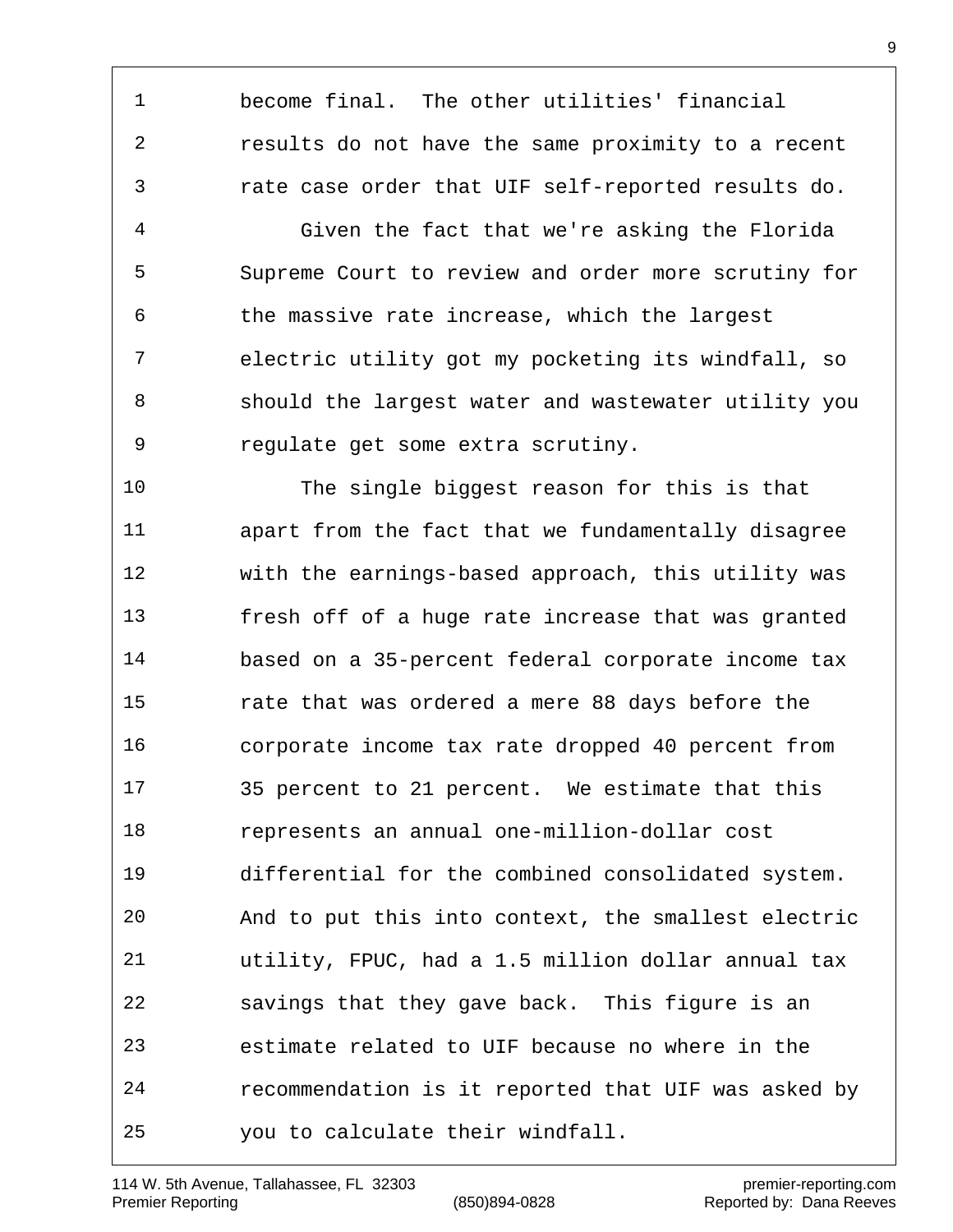become final. The other utilities' financial results do not have the same proximity to a recent rate case order that UIF self-reported results do.

Given the fact that we're asking the Florida Supreme Court to review and order more scrutiny for the massive rate increase, which the largest electric utility got my pocketing its windfall, so should the largest water and wastewater utility you regulate get some extra scrutiny.

The single biggest reason for this is that apart from the fact that we fundamentally disagree with the earnings-based approach, this utility was fresh off of a huge rate increase that was granted based on a 35-percent federal corporate income tax rate that was ordered a mere 88 days before the corporate income tax rate dropped 40 percent from 35 percent to 21 percent. We estimate that this represents an annual one-million-dollar cost differential for the combined consolidated system. And to put this into context, the smallest electric utility, FPUC, had a 1.5 million dollar annual tax savings that they gave back. This figure is an estimate related to UIF because no where in the recommendation is it reported that UIF was asked by you to calculate their windfall.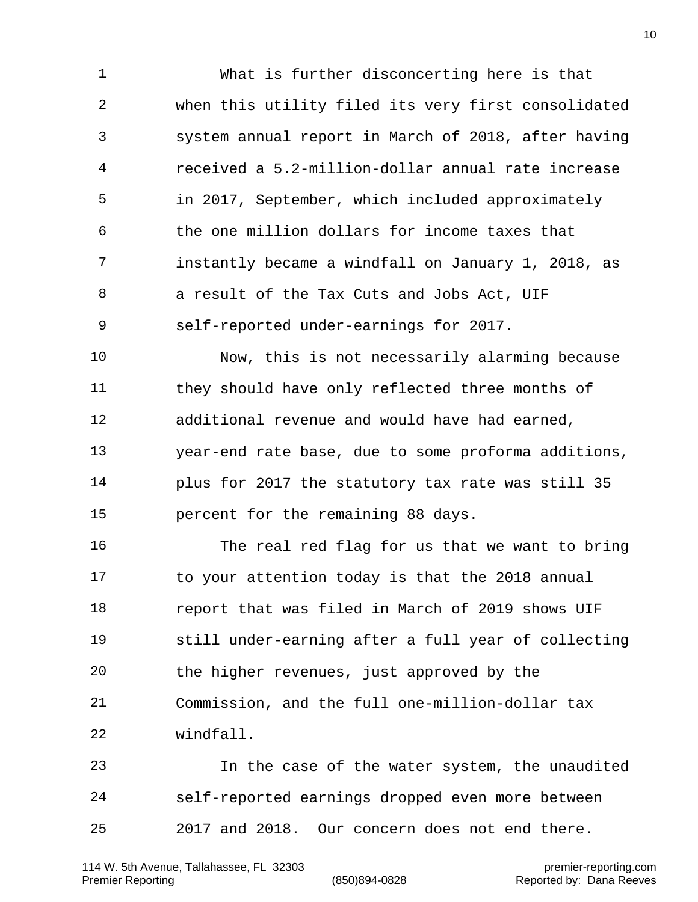What is further disconcerting here is that when this utility filed its very first consolidated system annual report in March of 2018, after having received a 5.2-million-dollar annual rate increase in 2017, September, which included approximately the one million dollars for income taxes that instantly became a windfall on January 1, 2018, as a result of the Tax Cuts and Jobs Act, UIF self-reported under-earnings for 2017.

Now, this is not necessarily alarming because they should have only reflected three months of additional revenue and would have had earned, year-end rate base, due to some proforma additions, plus for 2017 the statutory tax rate was still 35 percent for the remaining 88 days.

The real red flag for us that we want to bring to your attention today is that the 2018 annual report that was filed in March of 2019 shows UIF still under-earning after a full year of collecting the higher revenues, just approved by the Commission, and the full one-million-dollar tax windfall.

In the case of the water system, the unaudited self-reported earnings dropped even more between 2017 and 2018. Our concern does not end there.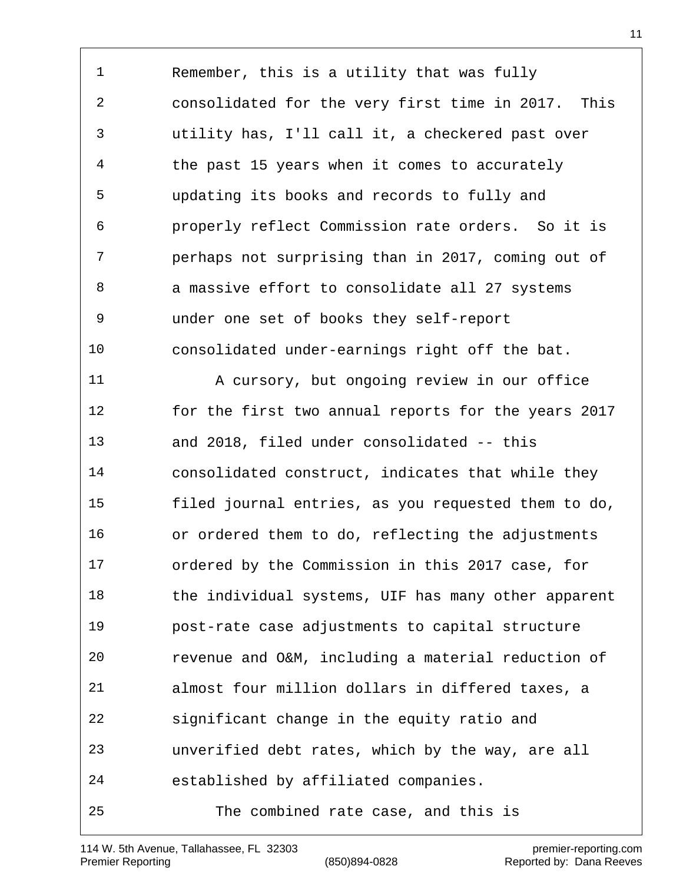Remember, this is a utility that was fully consolidated for the very first time in 2017. This utility has, I'll call it, a checkered past over the past 15 years when it comes to accurately updating its books and records to fully and properly reflect Commission rate orders. So it is perhaps not surprising than in 2017, coming out of a massive effort to consolidate all 27 systems under one set of books they self-report consolidated under-earnings right off the bat.

A cursory, but ongoing review in our office for the first two annual reports for the years 2017 and 2018, filed under consolidated -- this consolidated construct, indicates that while they filed journal entries, as you requested them to do, or ordered them to do, reflecting the adjustments ordered by the Commission in this 2017 case, for the individual systems, UIF has many other apparent post-rate case adjustments to capital structure revenue and O&M, including a material reduction of almost four million dollars in differed taxes, a significant change in the equity ratio and unverified debt rates, which by the way, are all established by affiliated companies.

The combined rate case, and this is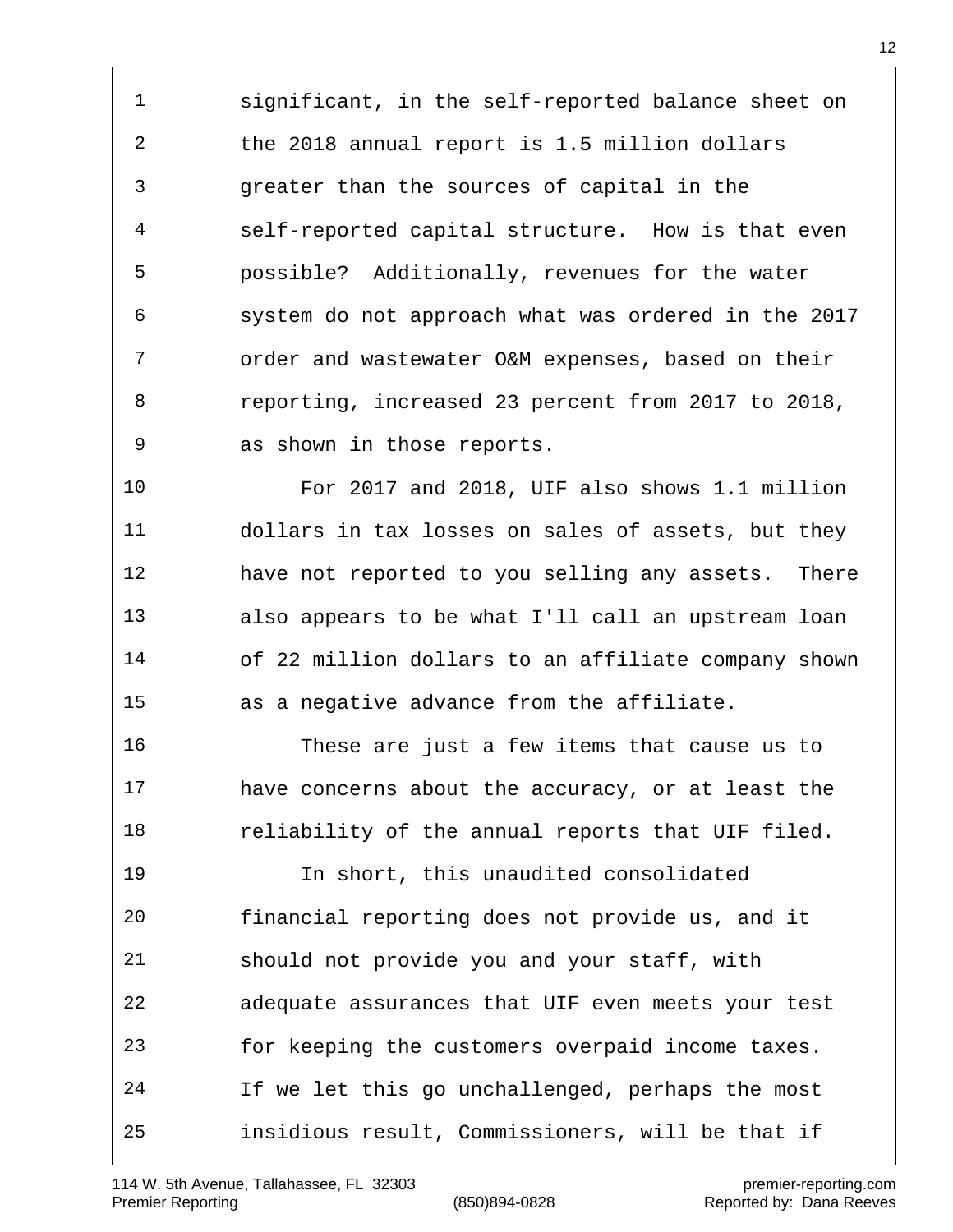significant, in the self-reported balance sheet on the 2018 annual report is 1.5 million dollars greater than the sources of capital in the self-reported capital structure. How is that even possible? Additionally, revenues for the water system do not approach what was ordered in the 2017 order and wastewater O&M expenses, based on their reporting, increased 23 percent from 2017 to 2018, as shown in those reports.

For 2017 and 2018, UIF also shows 1.1 million dollars in tax losses on sales of assets, but they have not reported to you selling any assets. There also appears to be what I'll call an upstream loan of 22 million dollars to an affiliate company shown as a negative advance from the affiliate.

These are just a few items that cause us to have concerns about the accuracy, or at least the reliability of the annual reports that UIF filed.

In short, this unaudited consolidated financial reporting does not provide us, and it should not provide you and your staff, with adequate assurances that UIF even meets your test for keeping the customers overpaid income taxes. If we let this go unchallenged, perhaps the most insidious result, Commissioners, will be that if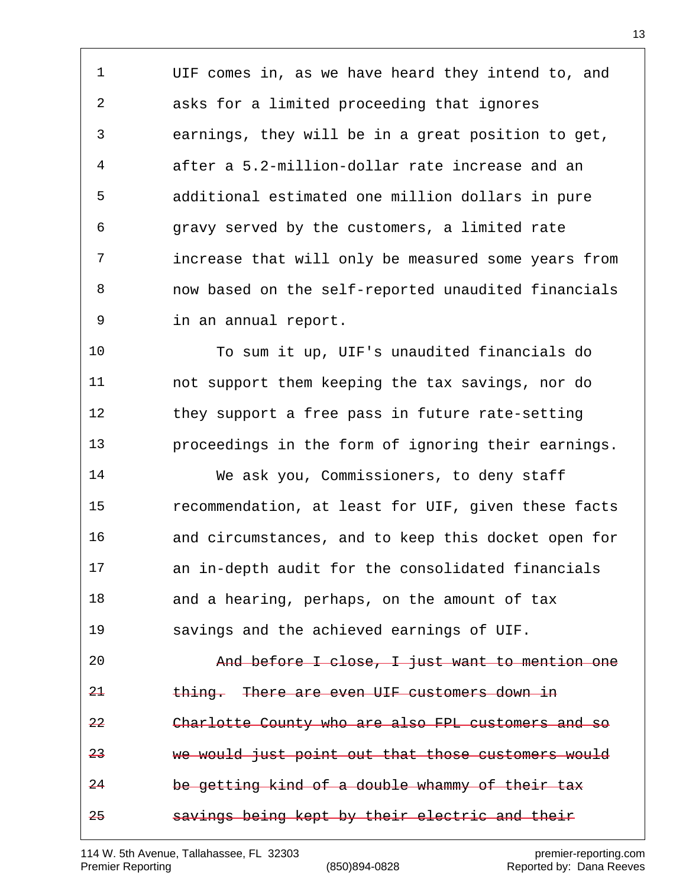1 UIF comes in, as we have heard they intend to, and
2 asks for a limited proceeding that ignores
3 earnings, they will be in a great position to get,
4 after a 5.2-million-dollar rate increase and an
5 additional estimated one million dollars in pure
6 gravy served by the customers, a limited rate
7 increase that will only be measured some years from
8 now based on the self-reported unaudited financials
9 in an annual report.

10 To sum it up, UIF's unaudited financials do
11 not support them keeping the tax savings, nor do
12 they support a free pass in future rate-setting
13 proceedings in the form of ignoring their earnings.

14 We ask you, Commissioners, to deny staff
15 recommendation, at least for UIF, given these facts
16 and circumstances, and to keep this docket open for
17 an in-depth audit for the consolidated financials
18 and a hearing, perhaps, on the amount of tax
19 savings and the achieved earnings of UIF.

20 ~~And before I close, I just want to mention one~~
21 ~~thing. There are even UIF customers down in~~
22 ~~Charlotte County who are also FPL customers and so~~
23 ~~we would just point out that those customers would~~
24 ~~be getting kind of a double whammy of their tax~~
25 ~~savings being kept by their electric and their~~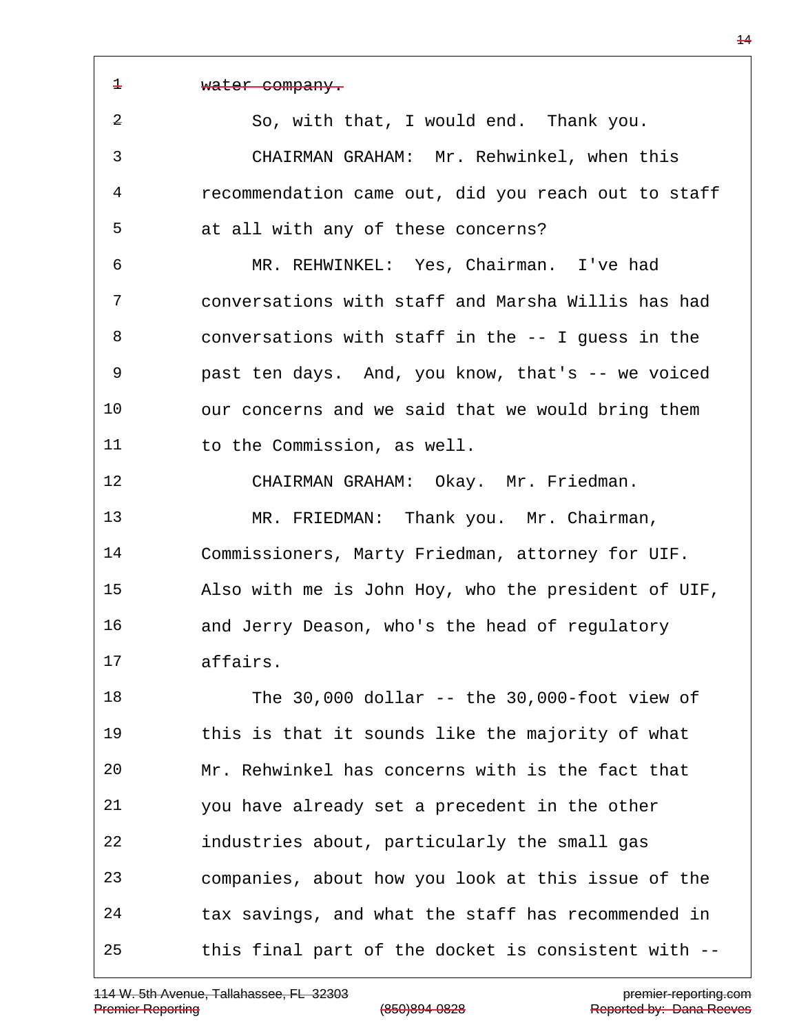water company.

So, with that, I would end. Thank you.

CHAIRMAN GRAHAM: Mr. Rehwinkel, when this recommendation came out, did you reach out to staff at all with any of these concerns?

MR. REHWINKEL: Yes, Chairman. I've had conversations with staff and Marsha Willis has had conversations with staff in the -- I guess in the past ten days. And, you know, that's -- we voiced our concerns and we said that we would bring them to the Commission, as well.

CHAIRMAN GRAHAM: Okay. Mr. Friedman.

MR. FRIEDMAN: Thank you. Mr. Chairman, Commissioners, Marty Friedman, attorney for UIF. Also with me is John Hoy, who the president of UIF, and Jerry Deason, who's the head of regulatory affairs.

The 30,000 dollar -- the 30,000-foot view of this is that it sounds like the majority of what Mr. Rehwinkel has concerns with is the fact that you have already set a precedent in the other industries about, particularly the small gas companies, about how you look at this issue of the tax savings, and what the staff has recommended in this final part of the docket is consistent with --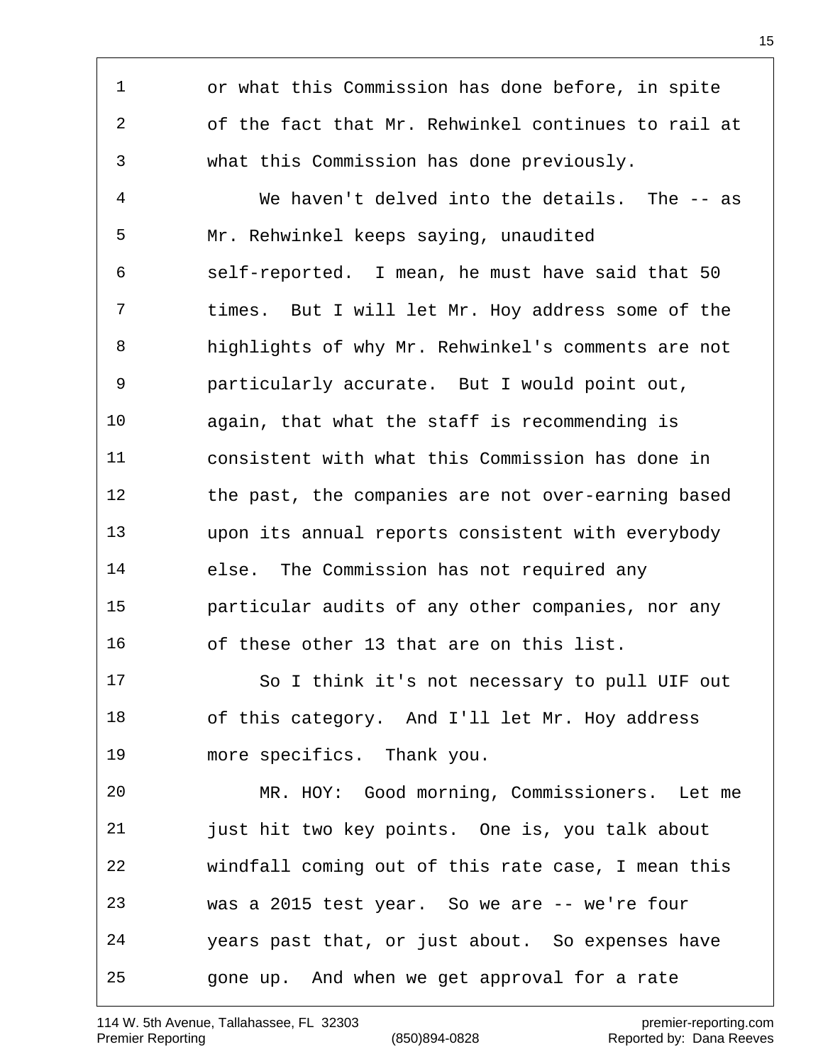1 or what this Commission has done before, in spite
2 of the fact that Mr. Rehwinkel continues to rail at
3 what this Commission has done previously.

4 We haven't delved into the details. The -- as
5 Mr. Rehwinkel keeps saying, unaudited
6 self-reported. I mean, he must have said that 50
7 times. But I will let Mr. Hoy address some of the
8 highlights of why Mr. Rehwinkel's comments are not
9 particularly accurate. But I would point out,
10 again, that what the staff is recommending is
11 consistent with what this Commission has done in
12 the past, the companies are not over-earning based
13 upon its annual reports consistent with everybody
14 else. The Commission has not required any
15 particular audits of any other companies, nor any
16 of these other 13 that are on this list.

17 So I think it's not necessary to pull UIF out
18 of this category. And I'll let Mr. Hoy address
19 more specifics. Thank you.

20 MR. HOY: Good morning, Commissioners. Let me
21 just hit two key points. One is, you talk about
22 windfall coming out of this rate case, I mean this
23 was a 2015 test year. So we are -- we're four
24 years past that, or just about. So expenses have
25 gone up. And when we get approval for a rate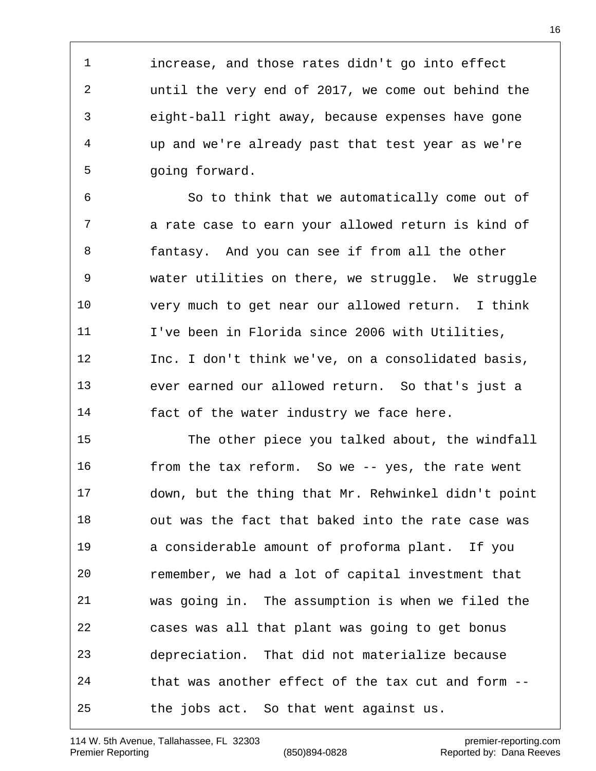increase, and those rates didn't go into effect until the very end of 2017, we come out behind the eight-ball right away, because expenses have gone up and we're already past that test year as we're going forward.

So to think that we automatically come out of a rate case to earn your allowed return is kind of fantasy. And you can see if from all the other water utilities on there, we struggle. We struggle very much to get near our allowed return. I think I've been in Florida since 2006 with Utilities, Inc. I don't think we've, on a consolidated basis, ever earned our allowed return. So that's just a fact of the water industry we face here.

The other piece you talked about, the windfall from the tax reform. So we -- yes, the rate went down, but the thing that Mr. Rehwinkel didn't point out was the fact that baked into the rate case was a considerable amount of proforma plant. If you remember, we had a lot of capital investment that was going in. The assumption is when we filed the cases was all that plant was going to get bonus depreciation. That did not materialize because that was another effect of the tax cut and form -- the jobs act. So that went against us.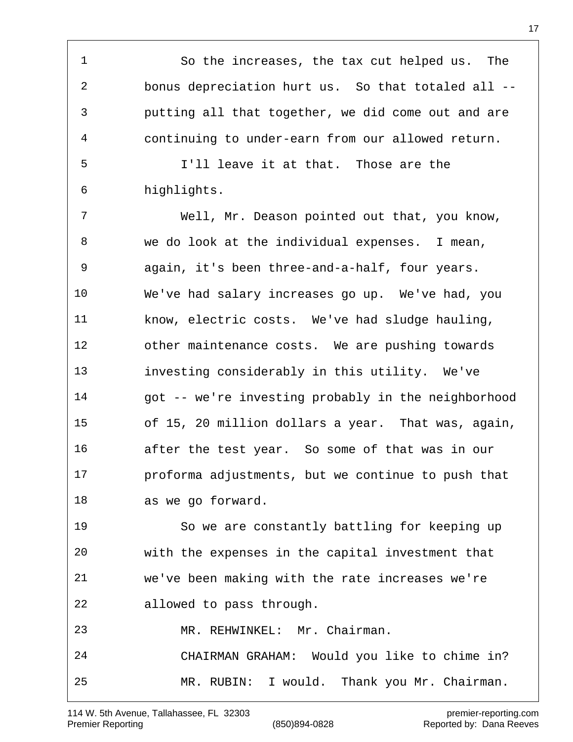1 So the increases, the tax cut helped us. The
2 bonus depreciation hurt us. So that totaled all --
3 putting all that together, we did come out and are
4 continuing to under-earn from our allowed return.
5 I'll leave it at that. Those are the
6 highlights.
7 Well, Mr. Deason pointed out that, you know,
8 we do look at the individual expenses. I mean,
9 again, it's been three-and-a-half, four years.
10 We've had salary increases go up. We've had, you
11 know, electric costs. We've had sludge hauling,
12 other maintenance costs. We are pushing towards
13 investing considerably in this utility. We've
14 got -- we're investing probably in the neighborhood
15 of 15, 20 million dollars a year. That was, again,
16 after the test year. So some of that was in our
17 proforma adjustments, but we continue to push that
18 as we go forward.
19 So we are constantly battling for keeping up
20 with the expenses in the capital investment that
21 we've been making with the rate increases we're
22 allowed to pass through.
23 MR. REHWINKEL: Mr. Chairman.
24 CHAIRMAN GRAHAM: Would you like to chime in?
25 MR. RUBIN: I would. Thank you Mr. Chairman.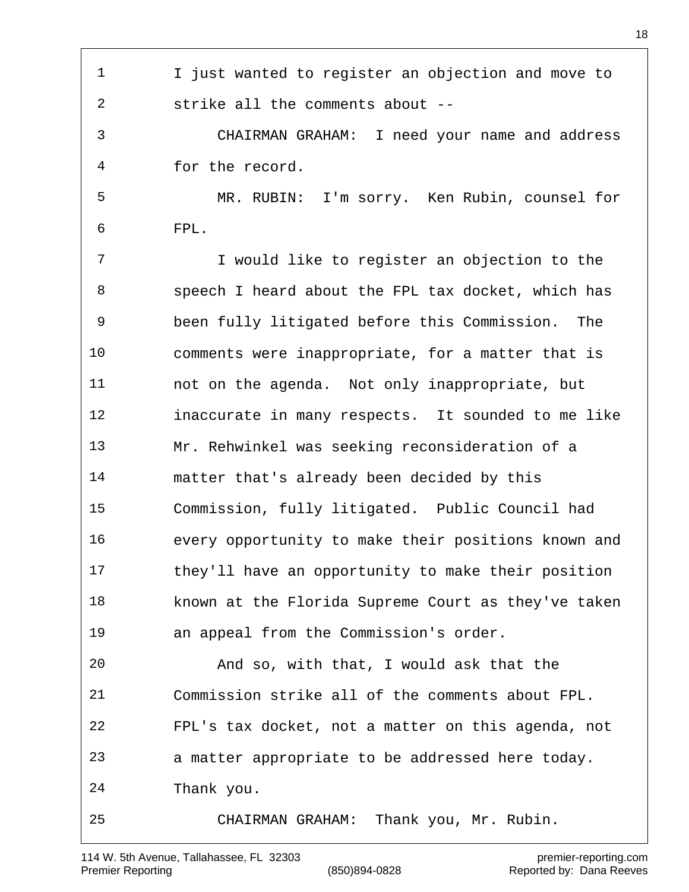I just wanted to register an objection and move to strike all the comments about --

CHAIRMAN GRAHAM: I need your name and address for the record.

MR. RUBIN: I'm sorry. Ken Rubin, counsel for FPL.

I would like to register an objection to the speech I heard about the FPL tax docket, which has been fully litigated before this Commission. The comments were inappropriate, for a matter that is not on the agenda. Not only inappropriate, but inaccurate in many respects. It sounded to me like Mr. Rehwinkel was seeking reconsideration of a matter that's already been decided by this Commission, fully litigated. Public Council had every opportunity to make their positions known and they'll have an opportunity to make their position known at the Florida Supreme Court as they've taken an appeal from the Commission's order.

And so, with that, I would ask that the Commission strike all of the comments about FPL. FPL's tax docket, not a matter on this agenda, not a matter appropriate to be addressed here today. Thank you.

CHAIRMAN GRAHAM: Thank you, Mr. Rubin.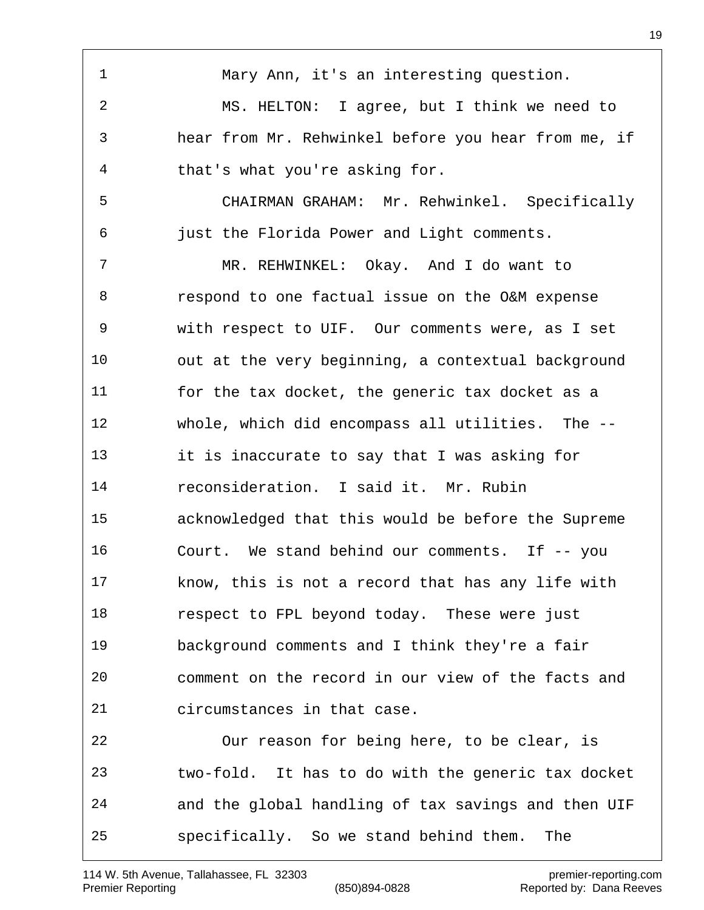Mary Ann, it's an interesting question.

MS. HELTON: I agree, but I think we need to hear from Mr. Rehwinkel before you hear from me, if that's what you're asking for.

CHAIRMAN GRAHAM: Mr. Rehwinkel. Specifically just the Florida Power and Light comments.

MR. REHWINKEL: Okay. And I do want to respond to one factual issue on the O&M expense with respect to UIF. Our comments were, as I set out at the very beginning, a contextual background for the tax docket, the generic tax docket as a whole, which did encompass all utilities. The -- it is inaccurate to say that I was asking for reconsideration. I said it. Mr. Rubin acknowledged that this would be before the Supreme Court. We stand behind our comments. If -- you know, this is not a record that has any life with respect to FPL beyond today. These were just background comments and I think they're a fair comment on the record in our view of the facts and circumstances in that case.

Our reason for being here, to be clear, is two-fold. It has to do with the generic tax docket and the global handling of tax savings and then UIF specifically. So we stand behind them. The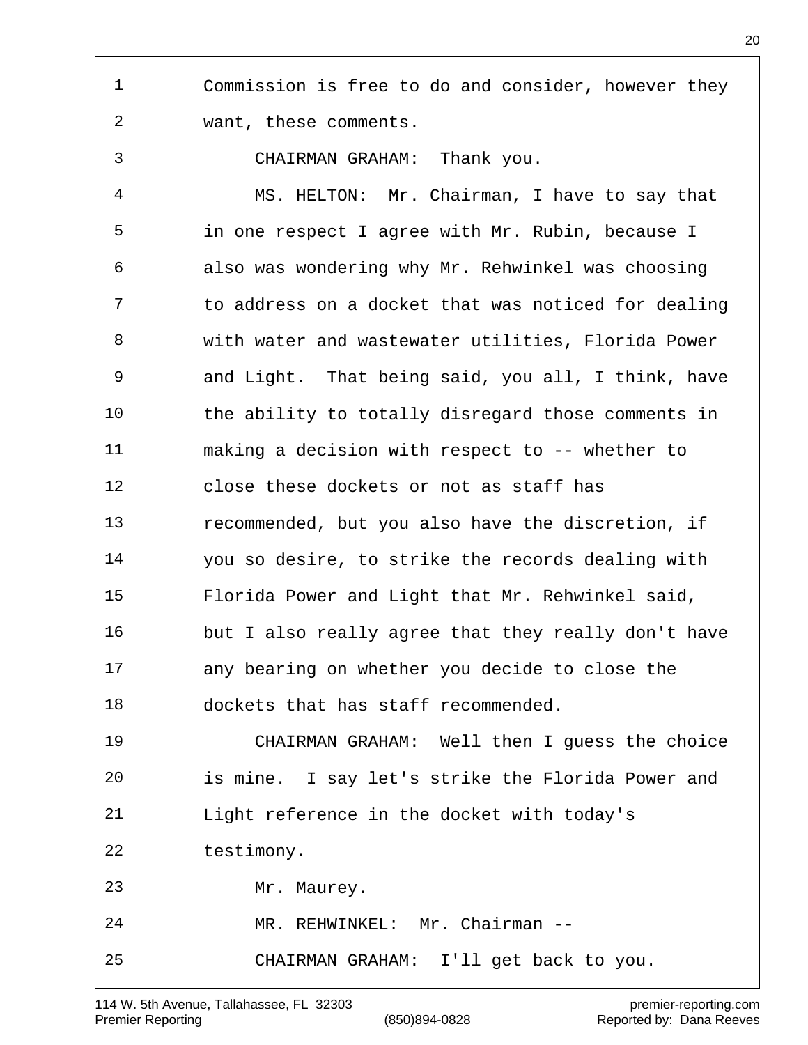Commission is free to do and consider, however they want, these comments.

CHAIRMAN GRAHAM: Thank you.

MS. HELTON: Mr. Chairman, I have to say that in one respect I agree with Mr. Rubin, because I also was wondering why Mr. Rehwinkel was choosing to address on a docket that was noticed for dealing with water and wastewater utilities, Florida Power and Light. That being said, you all, I think, have the ability to totally disregard those comments in making a decision with respect to -- whether to close these dockets or not as staff has recommended, but you also have the discretion, if you so desire, to strike the records dealing with Florida Power and Light that Mr. Rehwinkel said, but I also really agree that they really don't have any bearing on whether you decide to close the dockets that has staff recommended.

CHAIRMAN GRAHAM: Well then I guess the choice is mine. I say let's strike the Florida Power and Light reference in the docket with today's testimony.

Mr. Maurey.

MR. REHWINKEL: Mr. Chairman --

CHAIRMAN GRAHAM: I'll get back to you.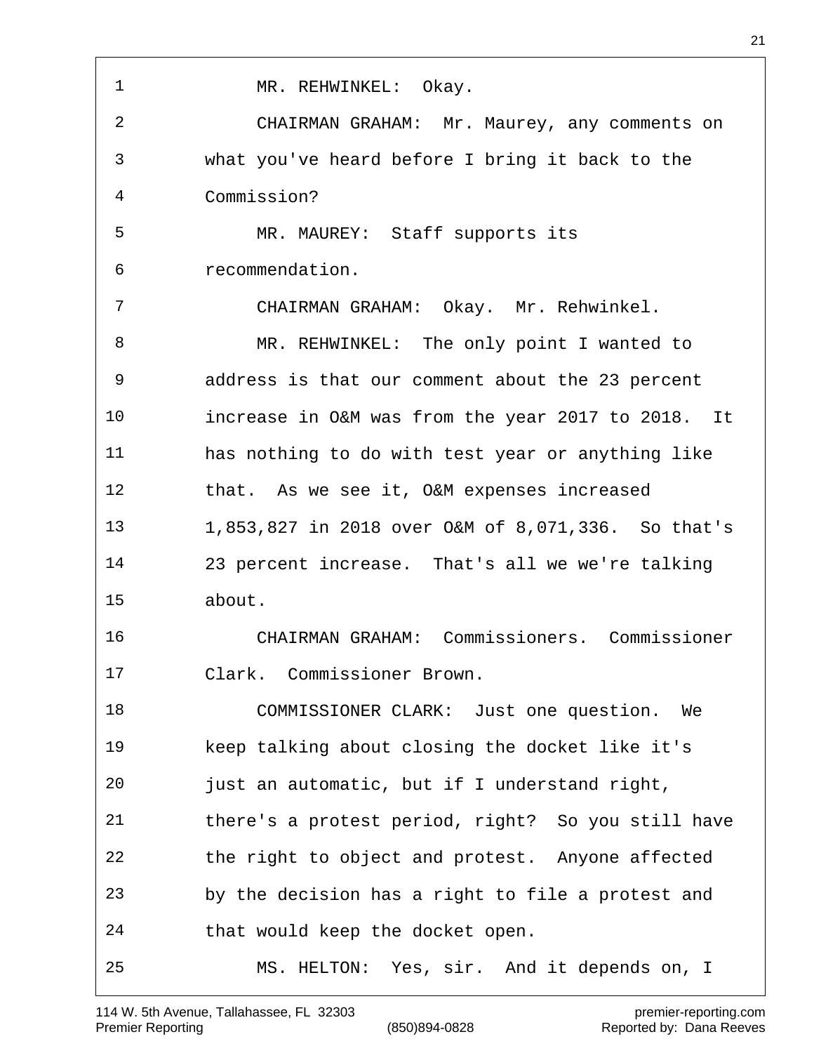MR. REHWINKEL: Okay.

CHAIRMAN GRAHAM: Mr. Maurey, any comments on what you've heard before I bring it back to the Commission?

MR. MAUREY: Staff supports its recommendation.

CHAIRMAN GRAHAM: Okay. Mr. Rehwinkel.

MR. REHWINKEL: The only point I wanted to address is that our comment about the 23 percent increase in O&M was from the year 2017 to 2018. It has nothing to do with test year or anything like that. As we see it, O&M expenses increased 1,853,827 in 2018 over O&M of 8,071,336. So that's 23 percent increase. That's all we we're talking about.

CHAIRMAN GRAHAM: Commissioners. Commissioner Clark. Commissioner Brown.

COMMISSIONER CLARK: Just one question. We keep talking about closing the docket like it's just an automatic, but if I understand right, there's a protest period, right? So you still have the right to object and protest. Anyone affected by the decision has a right to file a protest and that would keep the docket open.

MS. HELTON: Yes, sir. And it depends on, I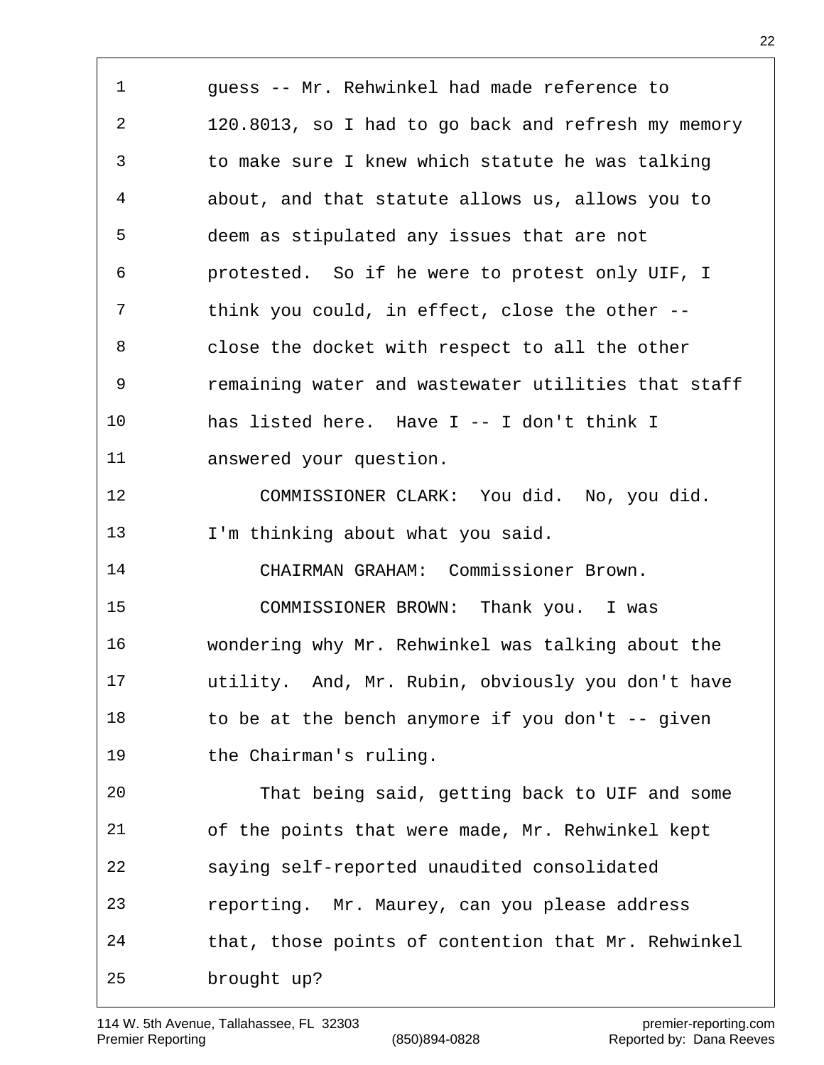guess -- Mr. Rehwinkel had made reference to 120.8013, so I had to go back and refresh my memory to make sure I knew which statute he was talking about, and that statute allows us, allows you to deem as stipulated any issues that are not protested. So if he were to protest only UIF, I think you could, in effect, close the other -- close the docket with respect to all the other remaining water and wastewater utilities that staff has listed here. Have I -- I don't think I answered your question.

COMMISSIONER CLARK: You did. No, you did. I'm thinking about what you said.

CHAIRMAN GRAHAM: Commissioner Brown.

COMMISSIONER BROWN: Thank you. I was wondering why Mr. Rehwinkel was talking about the utility. And, Mr. Rubin, obviously you don't have to be at the bench anymore if you don't -- given the Chairman's ruling.

That being said, getting back to UIF and some of the points that were made, Mr. Rehwinkel kept saying self-reported unaudited consolidated reporting. Mr. Maurey, can you please address that, those points of contention that Mr. Rehwinkel brought up?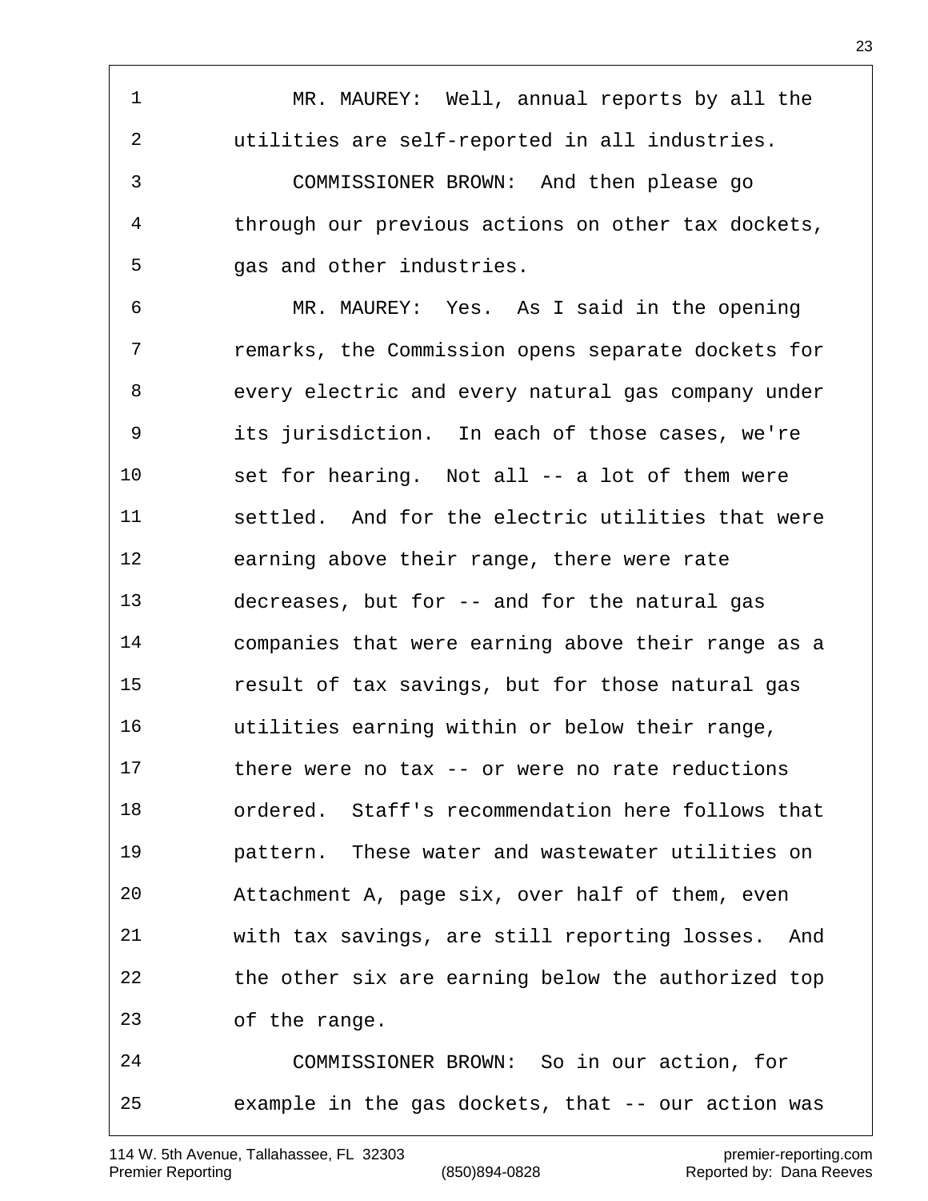MR. MAUREY: Well, annual reports by all the utilities are self-reported in all industries.

COMMISSIONER BROWN: And then please go through our previous actions on other tax dockets, gas and other industries.

MR. MAUREY: Yes. As I said in the opening remarks, the Commission opens separate dockets for every electric and every natural gas company under its jurisdiction. In each of those cases, we're set for hearing. Not all -- a lot of them were settled. And for the electric utilities that were earning above their range, there were rate decreases, but for -- and for the natural gas companies that were earning above their range as a result of tax savings, but for those natural gas utilities earning within or below their range, there were no tax -- or were no rate reductions ordered. Staff's recommendation here follows that pattern. These water and wastewater utilities on Attachment A, page six, over half of them, even with tax savings, are still reporting losses. And the other six are earning below the authorized top of the range.

COMMISSIONER BROWN: So in our action, for example in the gas dockets, that -- our action was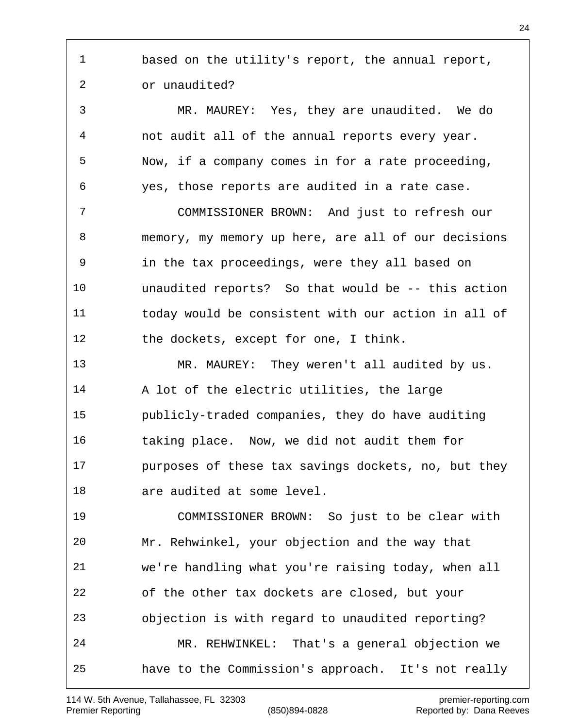based on the utility's report, the annual report, or unaudited?

MR. MAUREY: Yes, they are unaudited. We do not audit all of the annual reports every year. Now, if a company comes in for a rate proceeding, yes, those reports are audited in a rate case.

COMMISSIONER BROWN: And just to refresh our memory, my memory up here, are all of our decisions in the tax proceedings, were they all based on unaudited reports? So that would be -- this action today would be consistent with our action in all of the dockets, except for one, I think.

MR. MAUREY: They weren't all audited by us. A lot of the electric utilities, the large publicly-traded companies, they do have auditing taking place. Now, we did not audit them for purposes of these tax savings dockets, no, but they are audited at some level.

COMMISSIONER BROWN: So just to be clear with Mr. Rehwinkel, your objection and the way that we're handling what you're raising today, when all of the other tax dockets are closed, but your objection is with regard to unaudited reporting?

MR. REHWINKEL: That's a general objection we have to the Commission's approach. It's not really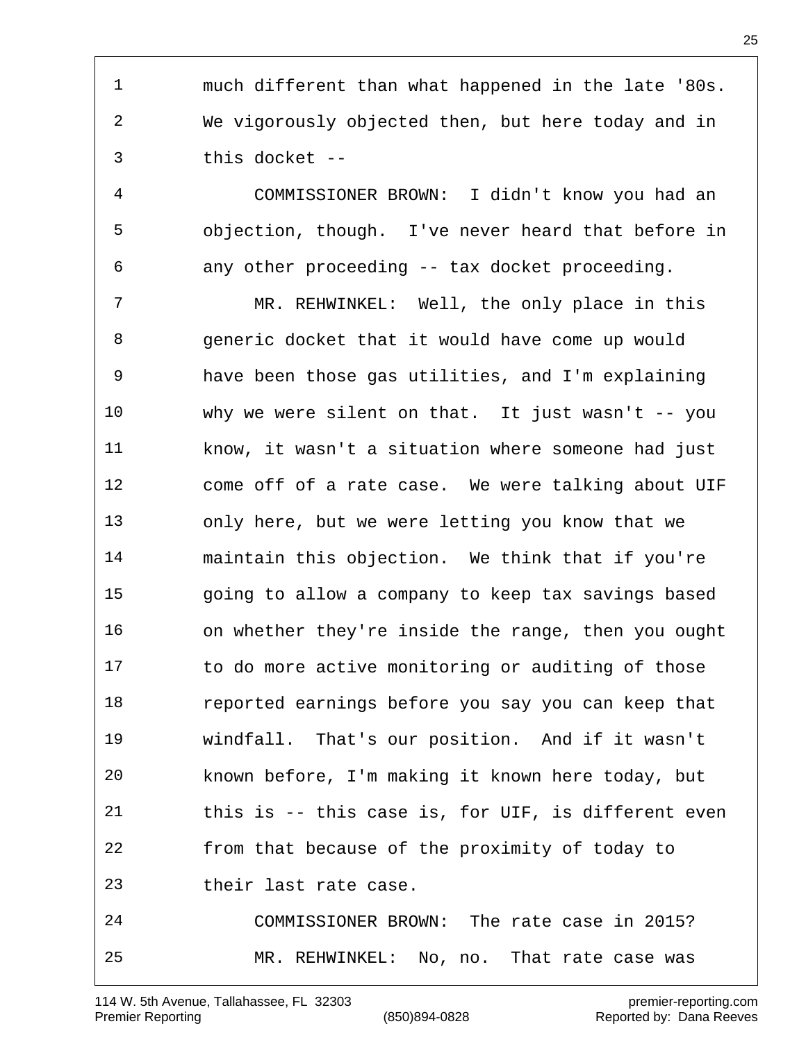much different than what happened in the late '80s. We vigorously objected then, but here today and in this docket --

COMMISSIONER BROWN: I didn't know you had an objection, though. I've never heard that before in any other proceeding -- tax docket proceeding.

MR. REHWINKEL: Well, the only place in this generic docket that it would have come up would have been those gas utilities, and I'm explaining why we were silent on that. It just wasn't -- you know, it wasn't a situation where someone had just come off of a rate case. We were talking about UIF only here, but we were letting you know that we maintain this objection. We think that if you're going to allow a company to keep tax savings based on whether they're inside the range, then you ought to do more active monitoring or auditing of those reported earnings before you say you can keep that windfall. That's our position. And if it wasn't known before, I'm making it known here today, but this is -- this case is, for UIF, is different even from that because of the proximity of today to their last rate case.

COMMISSIONER BROWN: The rate case in 2015?

MR. REHWINKEL: No, no. That rate case was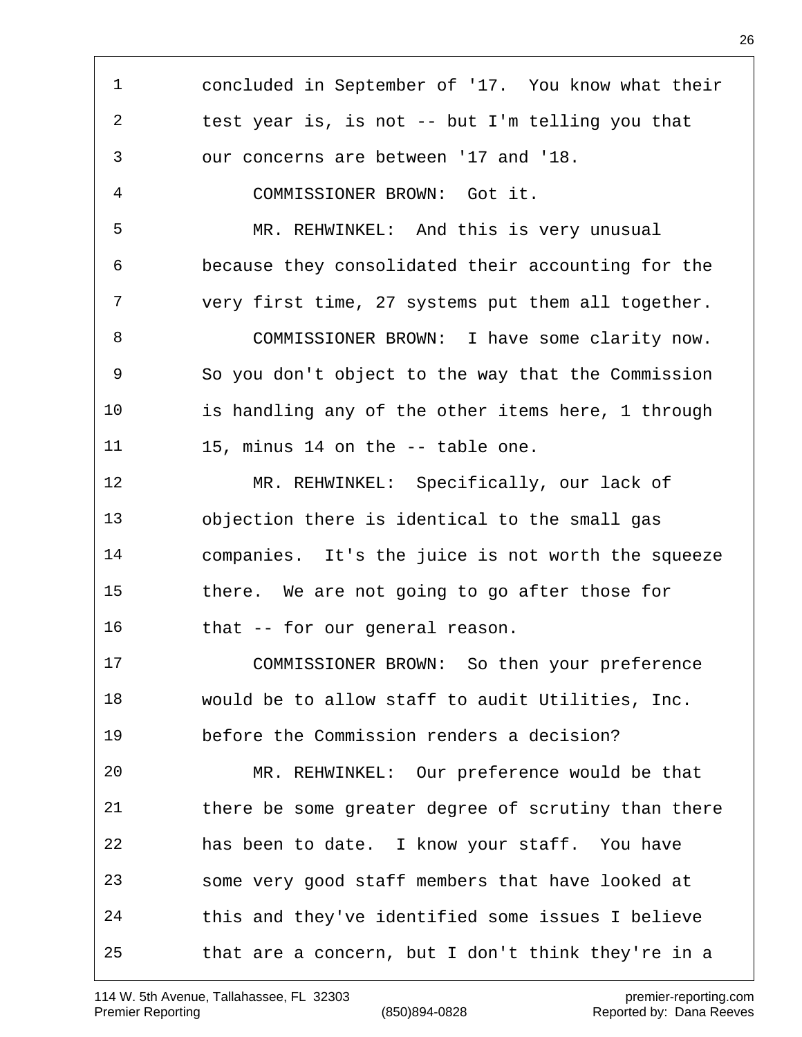concluded in September of '17. You know what their test year is, is not -- but I'm telling you that our concerns are between '17 and '18.

COMMISSIONER BROWN: Got it.

MR. REHWINKEL: And this is very unusual because they consolidated their accounting for the very first time, 27 systems put them all together.

COMMISSIONER BROWN: I have some clarity now. So you don't object to the way that the Commission is handling any of the other items here, 1 through 15, minus 14 on the -- table one.

MR. REHWINKEL: Specifically, our lack of objection there is identical to the small gas companies. It's the juice is not worth the squeeze there. We are not going to go after those for that -- for our general reason.

COMMISSIONER BROWN: So then your preference would be to allow staff to audit Utilities, Inc. before the Commission renders a decision?

MR. REHWINKEL: Our preference would be that there be some greater degree of scrutiny than there has been to date. I know your staff. You have some very good staff members that have looked at this and they've identified some issues I believe that are a concern, but I don't think they're in a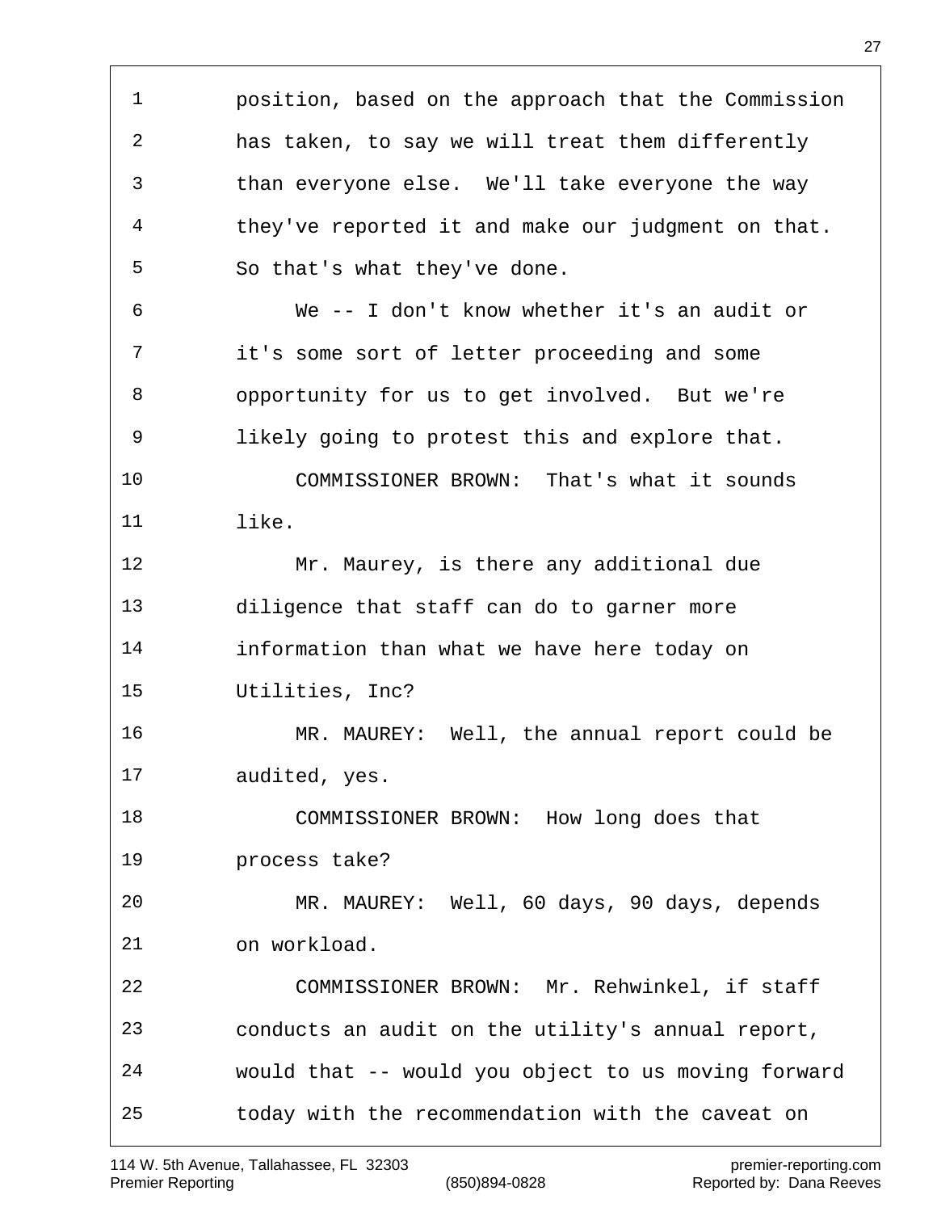position, based on the approach that the Commission has taken, to say we will treat them differently than everyone else. We'll take everyone the way they've reported it and make our judgment on that. So that's what they've done.

We -- I don't know whether it's an audit or it's some sort of letter proceeding and some opportunity for us to get involved. But we're likely going to protest this and explore that.

COMMISSIONER BROWN: That's what it sounds like.

Mr. Maurey, is there any additional due diligence that staff can do to garner more information than what we have here today on Utilities, Inc?

MR. MAUREY: Well, the annual report could be audited, yes.

COMMISSIONER BROWN: How long does that process take?

MR. MAUREY: Well, 60 days, 90 days, depends on workload.

COMMISSIONER BROWN: Mr. Rehwinkel, if staff conducts an audit on the utility's annual report, would that -- would you object to us moving forward today with the recommendation with the caveat on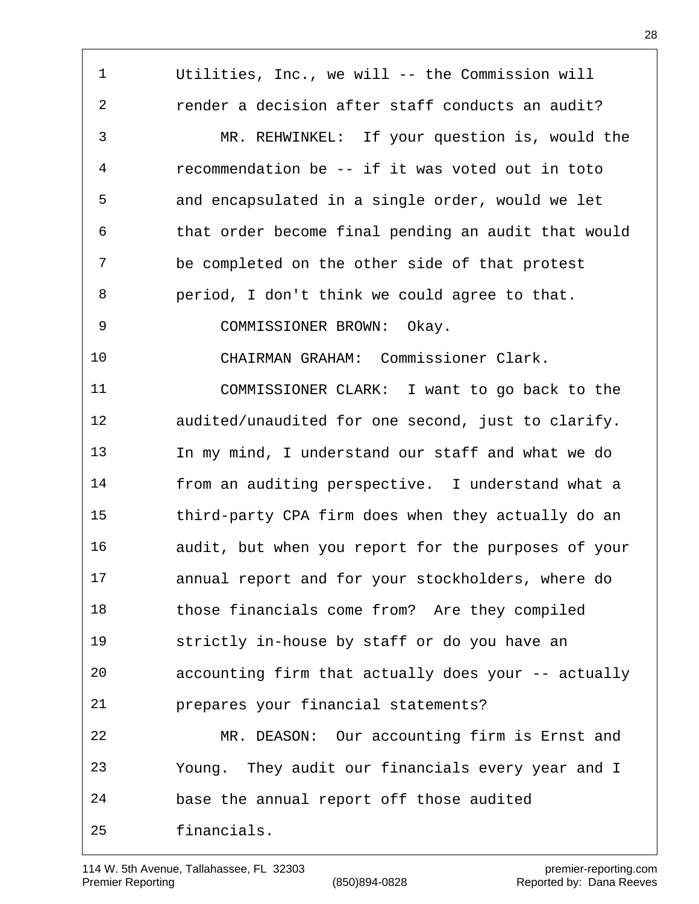1 Utilities, Inc., we will -- the Commission will
2 render a decision after staff conducts an audit?
3 MR. REHWINKEL: If your question is, would the
4 recommendation be -- if it was voted out in toto
5 and encapsulated in a single order, would we let
6 that order become final pending an audit that would
7 be completed on the other side of that protest
8 period, I don't think we could agree to that.
9 COMMISSIONER BROWN: Okay.
10 CHAIRMAN GRAHAM: Commissioner Clark.
11 COMMISSIONER CLARK: I want to go back to the
12 audited/unaudited for one second, just to clarify.
13 In my mind, I understand our staff and what we do
14 from an auditing perspective. I understand what a
15 third-party CPA firm does when they actually do an
16 audit, but when you report for the purposes of your
17 annual report and for your stockholders, where do
18 those financials come from? Are they compiled
19 strictly in-house by staff or do you have an
20 accounting firm that actually does your -- actually
21 prepares your financial statements?
22 MR. DEASON: Our accounting firm is Ernst and
23 Young. They audit our financials every year and I
24 base the annual report off those audited
25 financials.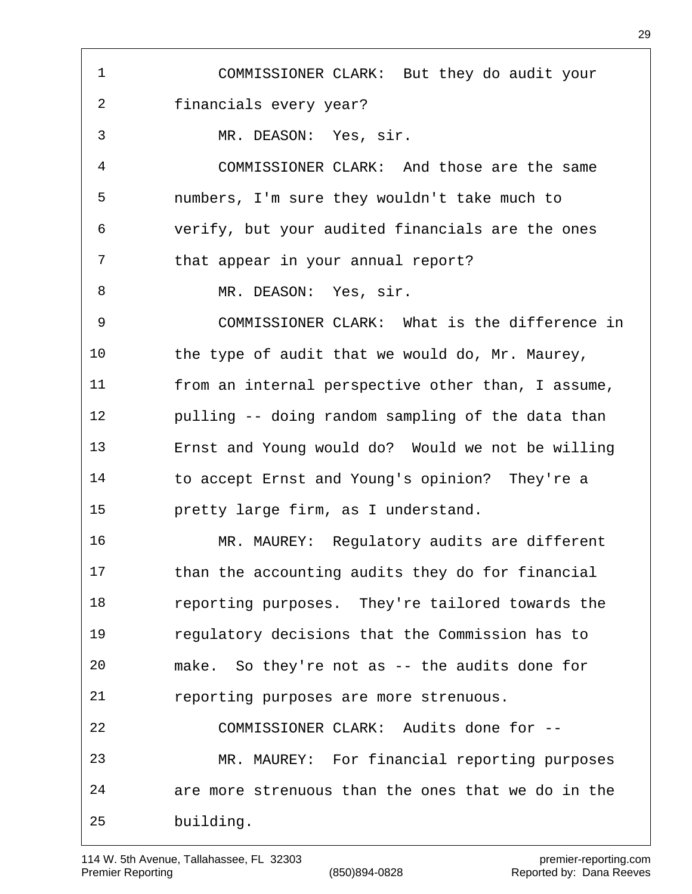COMMISSIONER CLARK: But they do audit your financials every year?

MR. DEASON: Yes, sir.

COMMISSIONER CLARK: And those are the same numbers, I'm sure they wouldn't take much to verify, but your audited financials are the ones that appear in your annual report?

MR. DEASON: Yes, sir.

COMMISSIONER CLARK: What is the difference in the type of audit that we would do, Mr. Maurey, from an internal perspective other than, I assume, pulling -- doing random sampling of the data than Ernst and Young would do? Would we not be willing to accept Ernst and Young's opinion? They're a pretty large firm, as I understand.

MR. MAUREY: Regulatory audits are different than the accounting audits they do for financial reporting purposes. They're tailored towards the regulatory decisions that the Commission has to make. So they're not as -- the audits done for reporting purposes are more strenuous.

COMMISSIONER CLARK: Audits done for --

MR. MAUREY: For financial reporting purposes are more strenuous than the ones that we do in the building.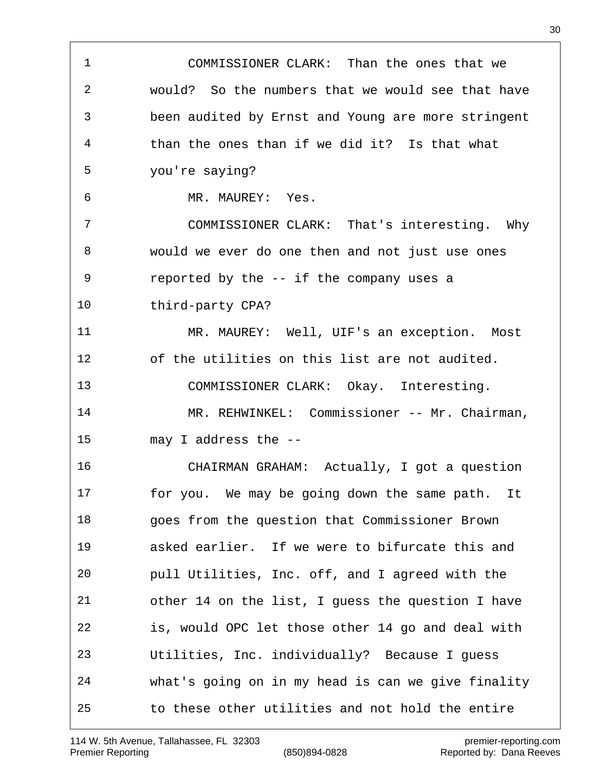1 COMMISSIONER CLARK: Than the ones that we
2 would? So the numbers that we would see that have
3 been audited by Ernst and Young are more stringent
4 than the ones than if we did it? Is that what
5 you're saying?
6 MR. MAUREY: Yes.
7 COMMISSIONER CLARK: That's interesting. Why
8 would we ever do one then and not just use ones
9 reported by the -- if the company uses a
10 third-party CPA?
11 MR. MAUREY: Well, UIF's an exception. Most
12 of the utilities on this list are not audited.
13 COMMISSIONER CLARK: Okay. Interesting.
14 MR. REHWINKEL: Commissioner -- Mr. Chairman,
15 may I address the --
16 CHAIRMAN GRAHAM: Actually, I got a question
17 for you. We may be going down the same path. It
18 goes from the question that Commissioner Brown
19 asked earlier. If we were to bifurcate this and
20 pull Utilities, Inc. off, and I agreed with the
21 other 14 on the list, I guess the question I have
22 is, would OPC let those other 14 go and deal with
23 Utilities, Inc. individually? Because I guess
24 what's going on in my head is can we give finality
25 to these other utilities and not hold the entire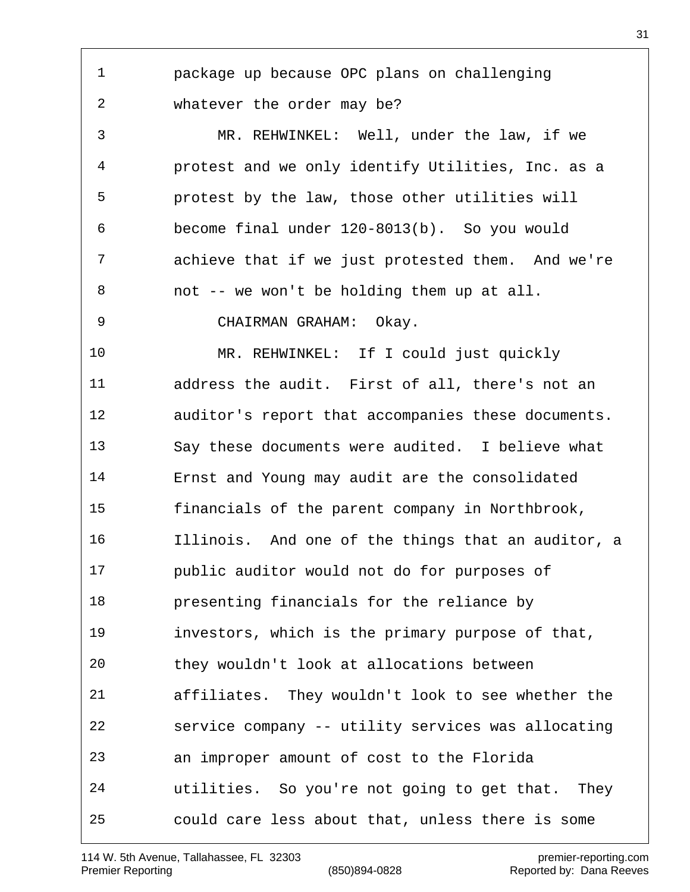package up because OPC plans on challenging whatever the order may be?

MR. REHWINKEL: Well, under the law, if we protest and we only identify Utilities, Inc. as a protest by the law, those other utilities will become final under 120-8013(b). So you would achieve that if we just protested them. And we're not -- we won't be holding them up at all.

CHAIRMAN GRAHAM: Okay.

MR. REHWINKEL: If I could just quickly address the audit. First of all, there's not an auditor's report that accompanies these documents. Say these documents were audited. I believe what Ernst and Young may audit are the consolidated financials of the parent company in Northbrook, Illinois. And one of the things that an auditor, a public auditor would not do for purposes of presenting financials for the reliance by investors, which is the primary purpose of that, they wouldn't look at allocations between affiliates. They wouldn't look to see whether the service company -- utility services was allocating an improper amount of cost to the Florida utilities. So you're not going to get that. They could care less about that, unless there is some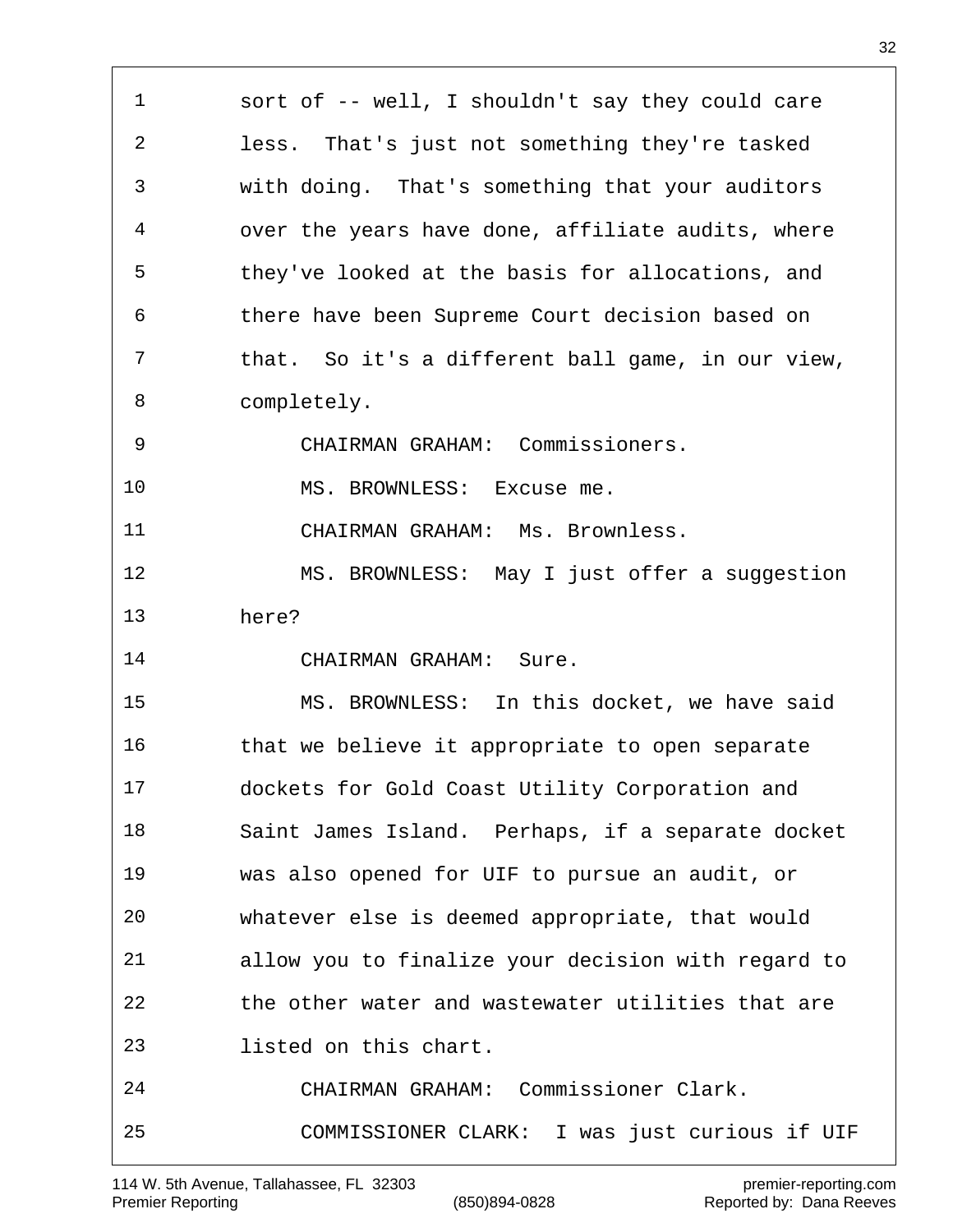sort of -- well, I shouldn't say they could care less. That's just not something they're tasked with doing. That's something that your auditors over the years have done, affiliate audits, where they've looked at the basis for allocations, and there have been Supreme Court decision based on that. So it's a different ball game, in our view, completely.

CHAIRMAN GRAHAM: Commissioners.

MS. BROWNLESS: Excuse me.

CHAIRMAN GRAHAM: Ms. Brownless.

MS. BROWNLESS: May I just offer a suggestion here?

CHAIRMAN GRAHAM: Sure.

MS. BROWNLESS: In this docket, we have said that we believe it appropriate to open separate dockets for Gold Coast Utility Corporation and Saint James Island. Perhaps, if a separate docket was also opened for UIF to pursue an audit, or whatever else is deemed appropriate, that would allow you to finalize your decision with regard to the other water and wastewater utilities that are listed on this chart.

CHAIRMAN GRAHAM: Commissioner Clark.

COMMISSIONER CLARK: I was just curious if UIF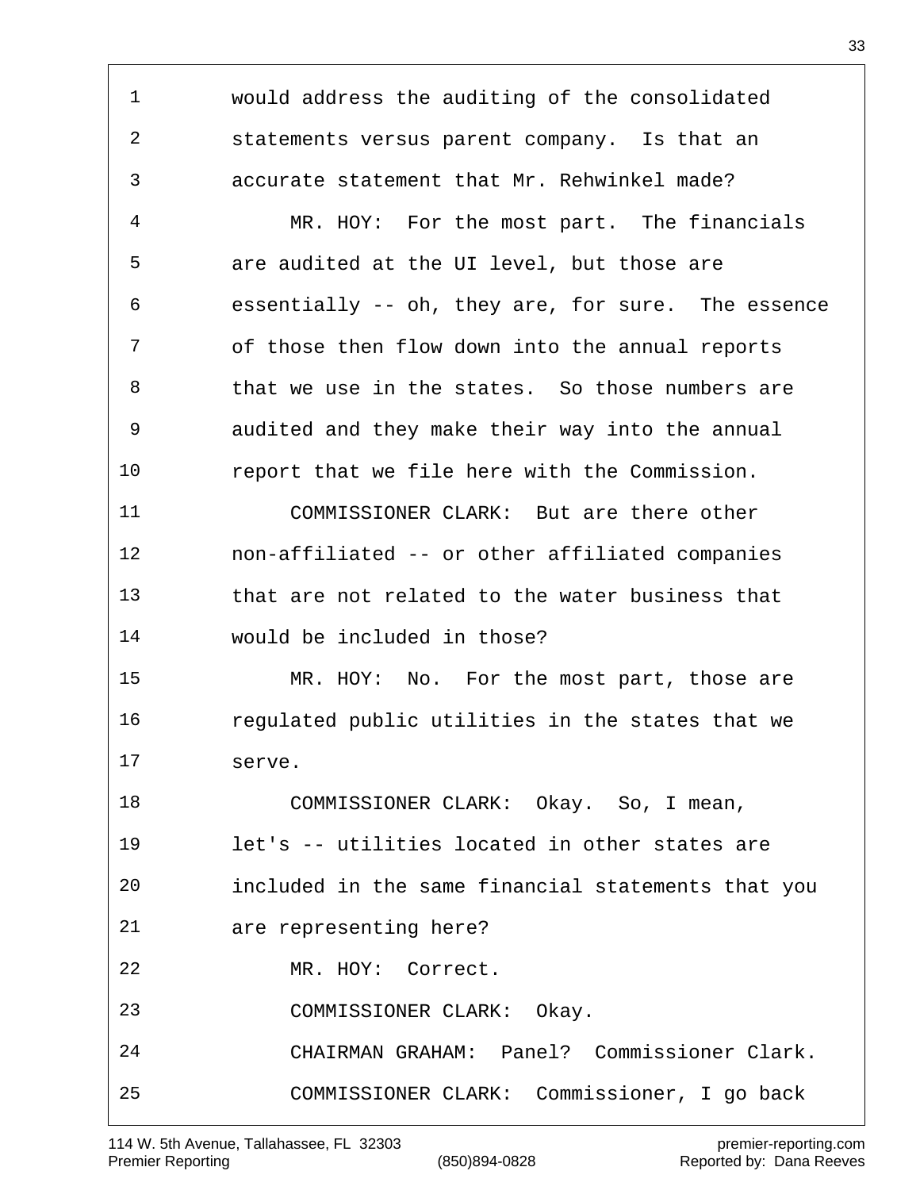would address the auditing of the consolidated statements versus parent company. Is that an accurate statement that Mr. Rehwinkel made?

MR. HOY: For the most part. The financials are audited at the UI level, but those are essentially -- oh, they are, for sure. The essence of those then flow down into the annual reports that we use in the states. So those numbers are audited and they make their way into the annual report that we file here with the Commission.

COMMISSIONER CLARK: But are there other non-affiliated -- or other affiliated companies that are not related to the water business that would be included in those?

MR. HOY: No. For the most part, those are regulated public utilities in the states that we serve.

COMMISSIONER CLARK: Okay. So, I mean, let's -- utilities located in other states are included in the same financial statements that you are representing here?

MR. HOY: Correct.

COMMISSIONER CLARK: Okay.

CHAIRMAN GRAHAM: Panel? Commissioner Clark.

COMMISSIONER CLARK: Commissioner, I go back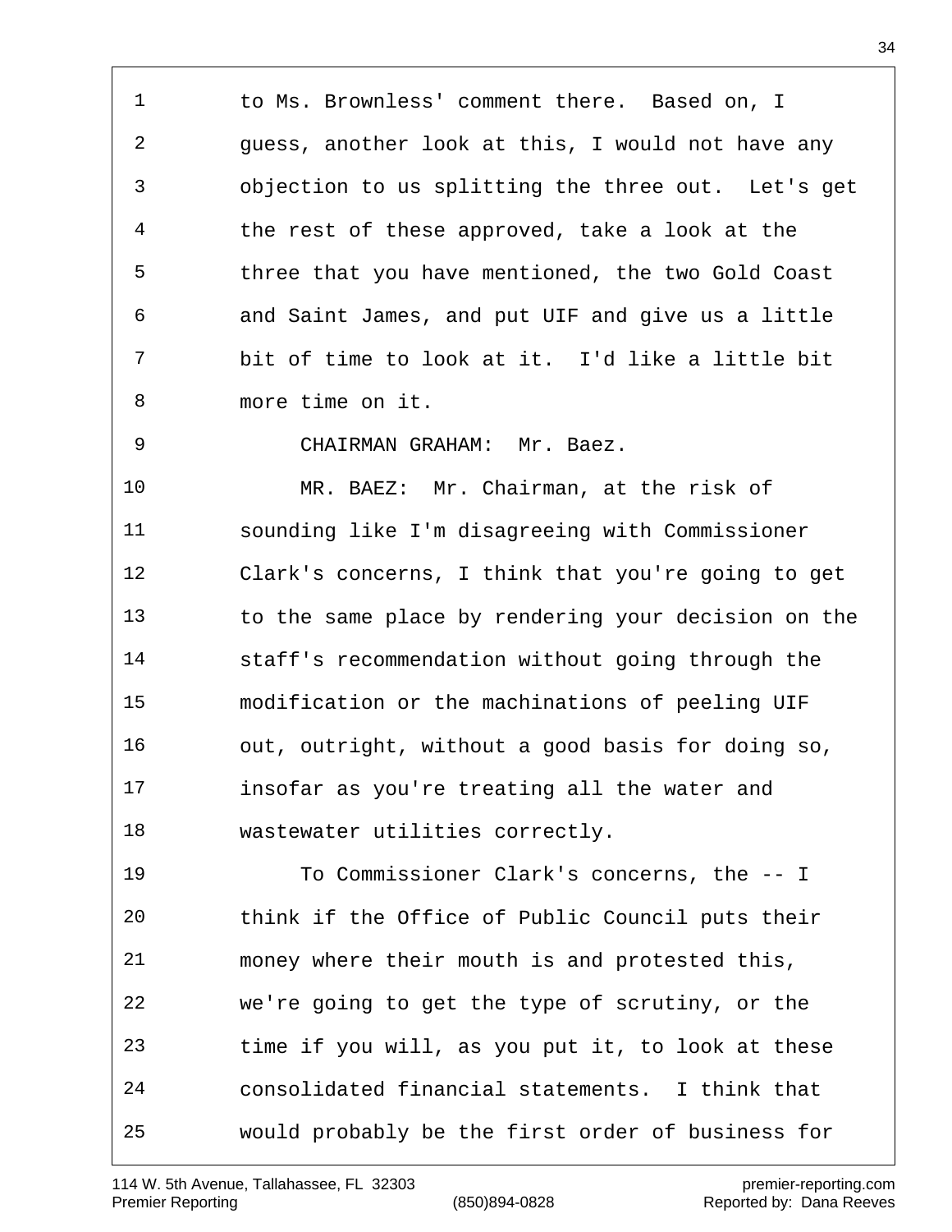to Ms. Brownless' comment there. Based on, I guess, another look at this, I would not have any objection to us splitting the three out. Let's get the rest of these approved, take a look at the three that you have mentioned, the two Gold Coast and Saint James, and put UIF and give us a little bit of time to look at it. I'd like a little bit more time on it.

CHAIRMAN GRAHAM: Mr. Baez.

MR. BAEZ: Mr. Chairman, at the risk of sounding like I'm disagreeing with Commissioner Clark's concerns, I think that you're going to get to the same place by rendering your decision on the staff's recommendation without going through the modification or the machinations of peeling UIF out, outright, without a good basis for doing so, insofar as you're treating all the water and wastewater utilities correctly.

To Commissioner Clark's concerns, the -- I think if the Office of Public Council puts their money where their mouth is and protested this, we're going to get the type of scrutiny, or the time if you will, as you put it, to look at these consolidated financial statements. I think that would probably be the first order of business for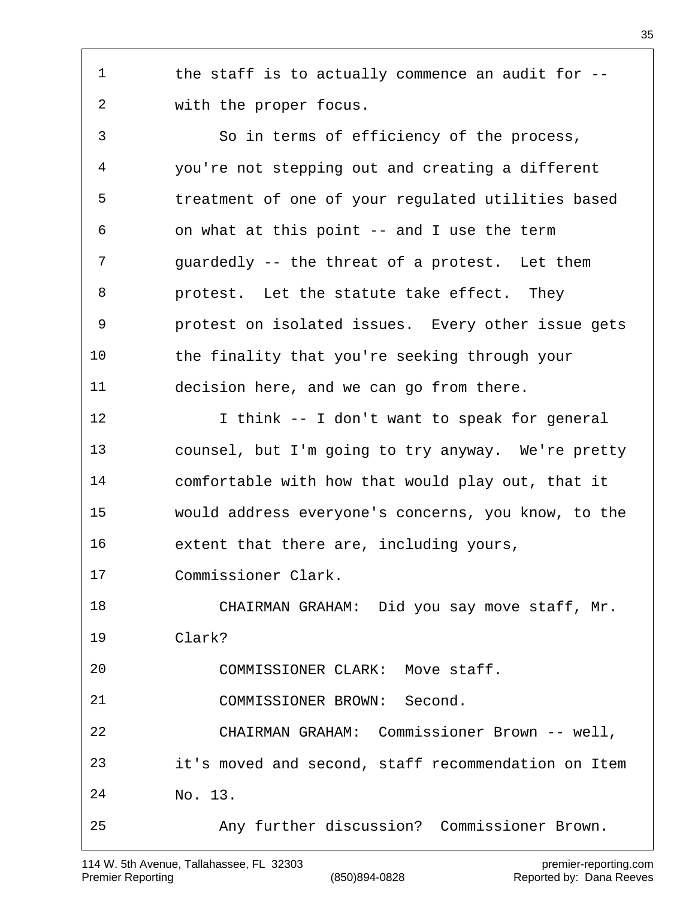the staff is to actually commence an audit for -- with the proper focus.

So in terms of efficiency of the process, you're not stepping out and creating a different treatment of one of your regulated utilities based on what at this point -- and I use the term guardedly -- the threat of a protest. Let them protest. Let the statute take effect. They protest on isolated issues. Every other issue gets the finality that you're seeking through your decision here, and we can go from there.

I think -- I don't want to speak for general counsel, but I'm going to try anyway. We're pretty comfortable with how that would play out, that it would address everyone's concerns, you know, to the extent that there are, including yours, Commissioner Clark.

CHAIRMAN GRAHAM: Did you say move staff, Mr. Clark?

COMMISSIONER CLARK: Move staff.

COMMISSIONER BROWN: Second.

CHAIRMAN GRAHAM: Commissioner Brown -- well, it's moved and second, staff recommendation on Item No. 13.

Any further discussion? Commissioner Brown.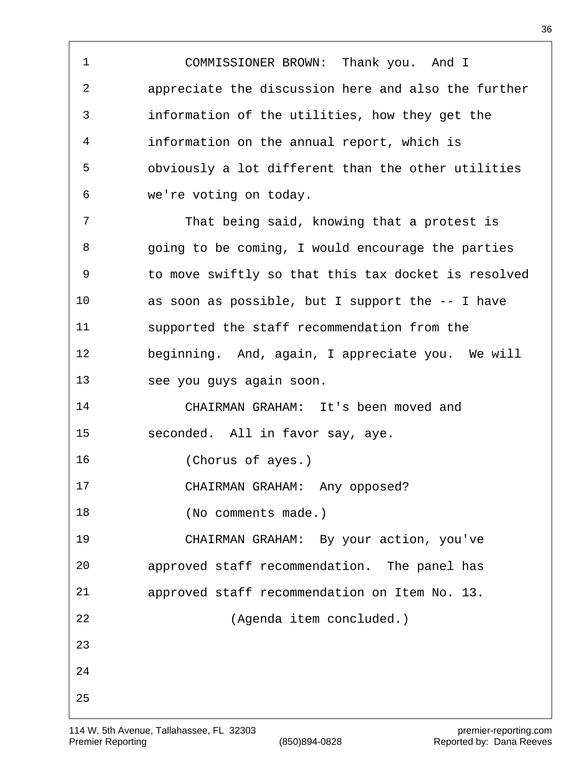COMMISSIONER BROWN: Thank you. And I appreciate the discussion here and also the further information of the utilities, how they get the information on the annual report, which is obviously a lot different than the other utilities we're voting on today.

That being said, knowing that a protest is going to be coming, I would encourage the parties to move swiftly so that this tax docket is resolved as soon as possible, but I support the -- I have supported the staff recommendation from the beginning. And, again, I appreciate you. We will see you guys again soon.

CHAIRMAN GRAHAM: It's been moved and seconded. All in favor say, aye.

(Chorus of ayes.)

CHAIRMAN GRAHAM: Any opposed?

(No comments made.)

CHAIRMAN GRAHAM: By your action, you've approved staff recommendation. The panel has approved staff recommendation on Item No. 13.

(Agenda item concluded.)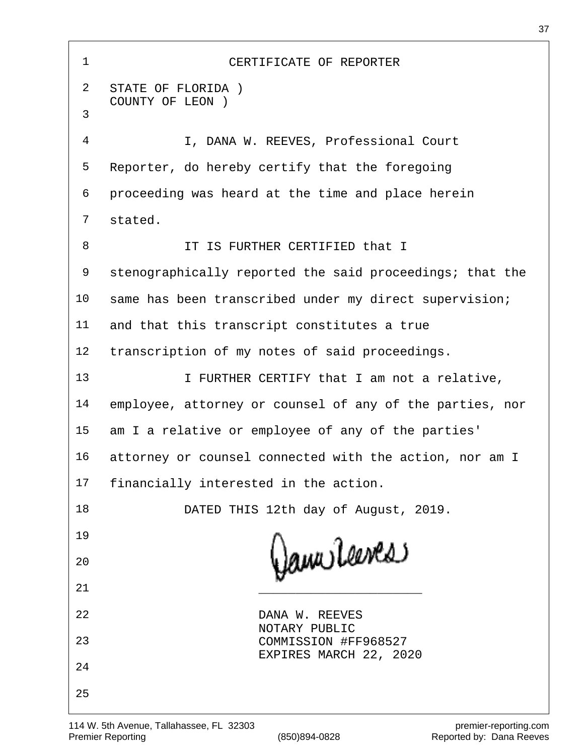# CERTIFICATE OF REPORTER

STATE OF FLORIDA )
COUNTY OF LEON )

I, DANA W. REEVES, Professional Court Reporter, do hereby certify that the foregoing proceeding was heard at the time and place herein stated.

IT IS FURTHER CERTIFIED that I stenographically reported the said proceedings; that the same has been transcribed under my direct supervision; and that this transcript constitutes a true transcription of my notes of said proceedings.

I FURTHER CERTIFY that I am not a relative, employee, attorney or counsel of any of the parties, nor am I a relative or employee of any of the parties' attorney or counsel connected with the action, nor am I financially interested in the action.

DATED THIS 12th day of August, 2019.

______________________

DANA W. REEVES
NOTARY PUBLIC
COMMISSION #FF968527
EXPIRES MARCH 22, 2020